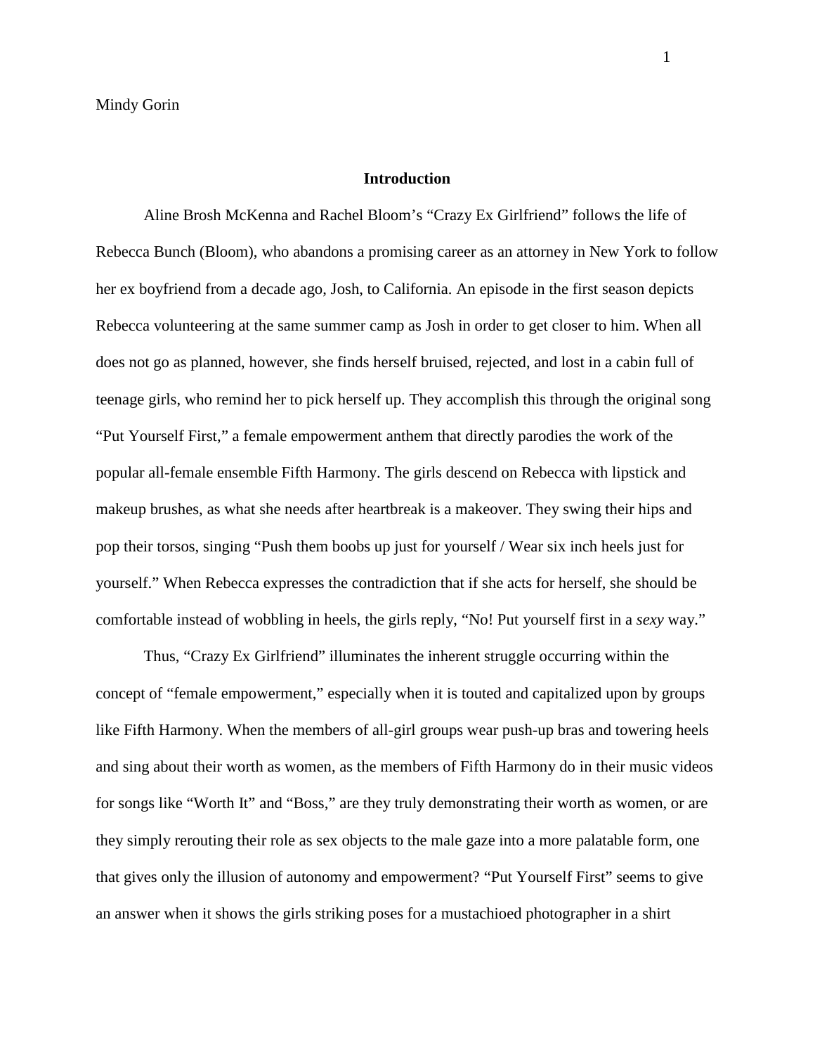Mindy Gorin

## Introduction

Aline Brosh McKenna and Rachel Bloom's "Crazy Ex Girlfriend" follows the life of Rebecca Bunch (Bloom), who abandons a promising career as an attorney in New York to follow her ex boyfriend from a decade ago, Josh, to California. An episode in the first season depicts Rebecca volunteering at the same summer camp as Josh in order to get closer to him. When all does not go as planned, however, she finds herself bruised, rejected, and lost in a cabin full of teenage girls, who remind her to pick herself up. They accomplish this through the original song "Put Yourself First," a female empowerment anthem that directly parodies the work of the popular all-female ensemble Fifth Harmony. The girls descend on Rebecca with lipstick and makeup brushes, as what she needs after heartbreak is a makeover. They swing their hips and pop their torsos, singing "Push them boobs up just for yourself / Wear six inch heels just for yourself." When Rebecca expresses the contradiction that if she acts for herself, she should be comfortable instead of wobbling in heels, the girls reply, "No! Put yourself first in a *sexy* way."

Thus, "Crazy Ex Girlfriend" illuminates the inherent struggle occurring within the concept of "female empowerment," especially when it is touted and capitalized upon by groups like Fifth Harmony. When the members of all-girl groups wear push-up bras and towering heels and sing about their worth as women, as the members of Fifth Harmony do in their music videos for songs like "Worth It" and "Boss," are they truly demonstrating their worth as women, or are they simply rerouting their role as sex objects to the male gaze into a more palatable form, one that gives only the illusion of autonomy and empowerment? "Put Yourself First" seems to give an answer when it shows the girls striking poses for a mustachioed photographer in a shirt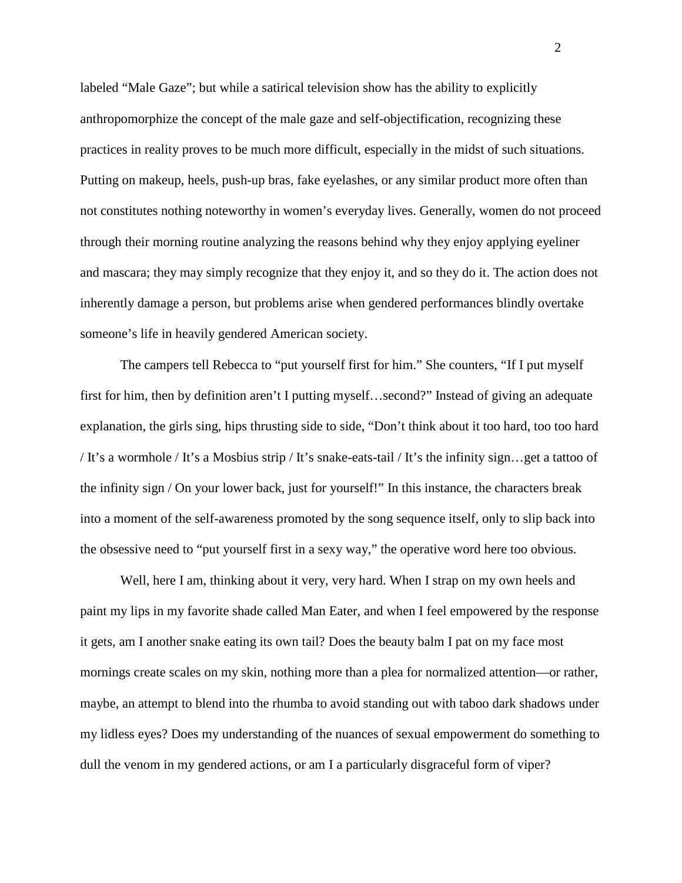labeled "Male Gaze"; but while a satirical television show has the ability to explicitly anthropomorphize the concept of the male gaze and self-objectification, recognizing these practices in reality proves to be much more difficult, especially in the midst of such situations. Putting on makeup, heels, push-up bras, fake eyelashes, or any similar product more often than not constitutes nothing noteworthy in women's everyday lives. Generally, women do not proceed through their morning routine analyzing the reasons behind why they enjoy applying eyeliner and mascara; they may simply recognize that they enjoy it, and so they do it. The action does not inherently damage a person, but problems arise when gendered performances blindly overtake someone's life in heavily gendered American society.

The campers tell Rebecca to "put yourself first for him." She counters, "If I put myself first for him, then by definition aren't I putting myself…second?" Instead of giving an adequate explanation, the girls sing, hips thrusting side to side, "Don't think about it too hard, too too hard / It's a wormhole / It's a Mosbius strip / It's snake-eats-tail / It's the infinity sign…get a tattoo of the infinity sign / On your lower back, just for yourself!" In this instance, the characters break into a moment of the self-awareness promoted by the song sequence itself, only to slip back into the obsessive need to "put yourself first in a sexy way," the operative word here too obvious.

Well, here I am, thinking about it very, very hard. When I strap on my own heels and paint my lips in my favorite shade called Man Eater, and when I feel empowered by the response it gets, am I another snake eating its own tail? Does the beauty balm I pat on my face most mornings create scales on my skin, nothing more than a plea for normalized attention—or rather, maybe, an attempt to blend into the rhumba to avoid standing out with taboo dark shadows under my lidless eyes? Does my understanding of the nuances of sexual empowerment do something to dull the venom in my gendered actions, or am I a particularly disgraceful form of viper?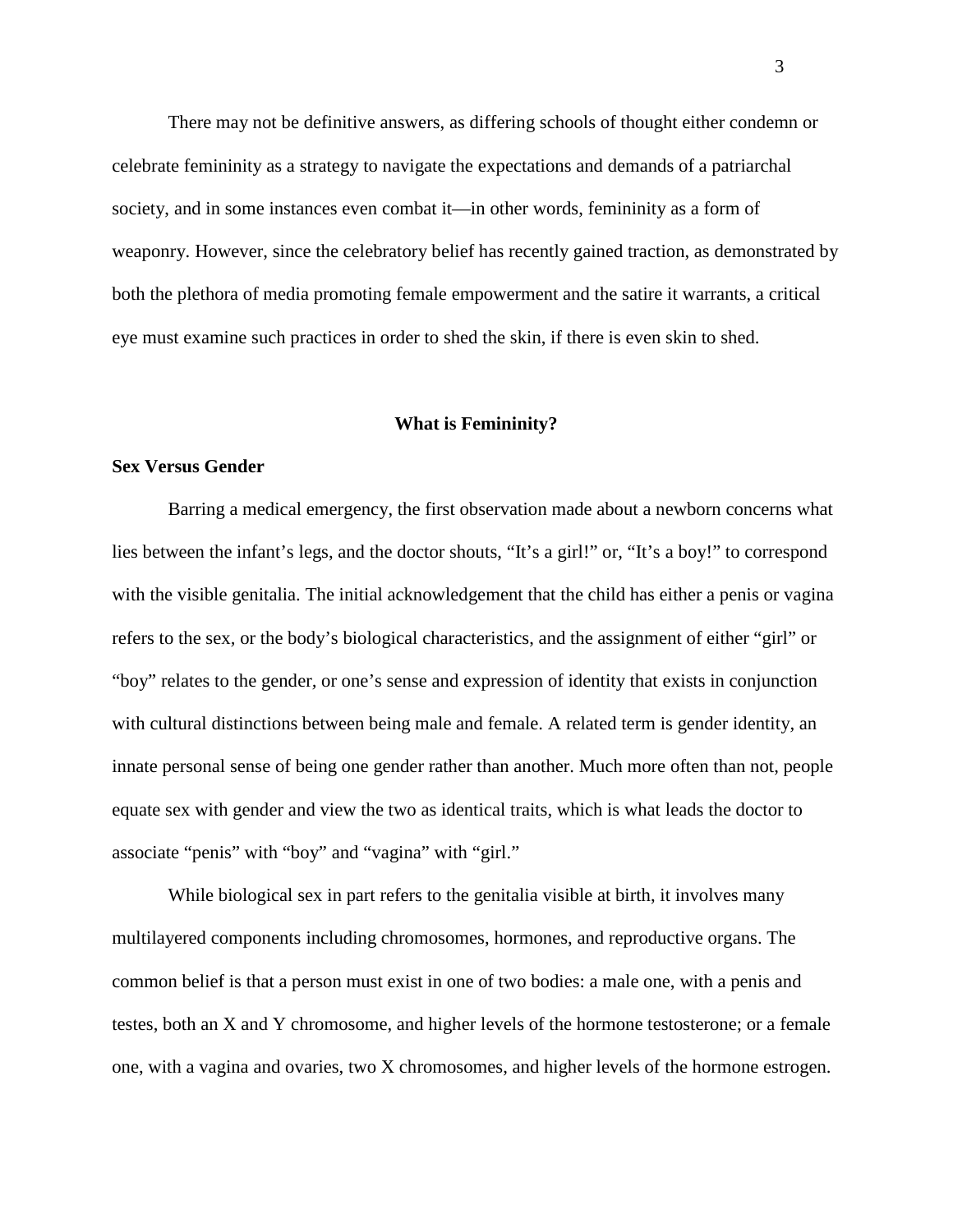There may not be definitive answers, as differing schools of thought either condemn or celebrate femininity as a strategy to navigate the expectations and demands of a patriarchal society, and in some instances even combat it—in other words, femininity as a form of weaponry. However, since the celebratory belief has recently gained traction, as demonstrated by both the plethora of media promoting female empowerment and the satire it warrants, a critical eye must examine such practices in order to shed the skin, if there is even skin to shed.

## What is Femininity?

### Sex Versus Gender

Barring a medical emergency, the first observation made about a newborn concerns what lies between the infant's legs, and the doctor shouts, "It's a girl!" or, "It's a boy!" to correspond with the visible genitalia. The initial acknowledgement that the child has either a penis or vagina refers to the sex, or the body's biological characteristics, and the assignment of either "girl" or "boy" relates to the gender, or one's sense and expression of identity that exists in conjunction with cultural distinctions between being male and female. A related term is gender identity, an innate personal sense of being one gender rather than another. Much more often than not, people equate sex with gender and view the two as identical traits, which is what leads the doctor to associate "penis" with "boy" and "vagina" with "girl."

While biological sex in part refers to the genitalia visible at birth, it involves many multilayered components including chromosomes, hormones, and reproductive organs. The common belief is that a person must exist in one of two bodies: a male one, with a penis and testes, both an X and Y chromosome, and higher levels of the hormone testosterone; or a female one, with a vagina and ovaries, two X chromosomes, and higher levels of the hormone estrogen.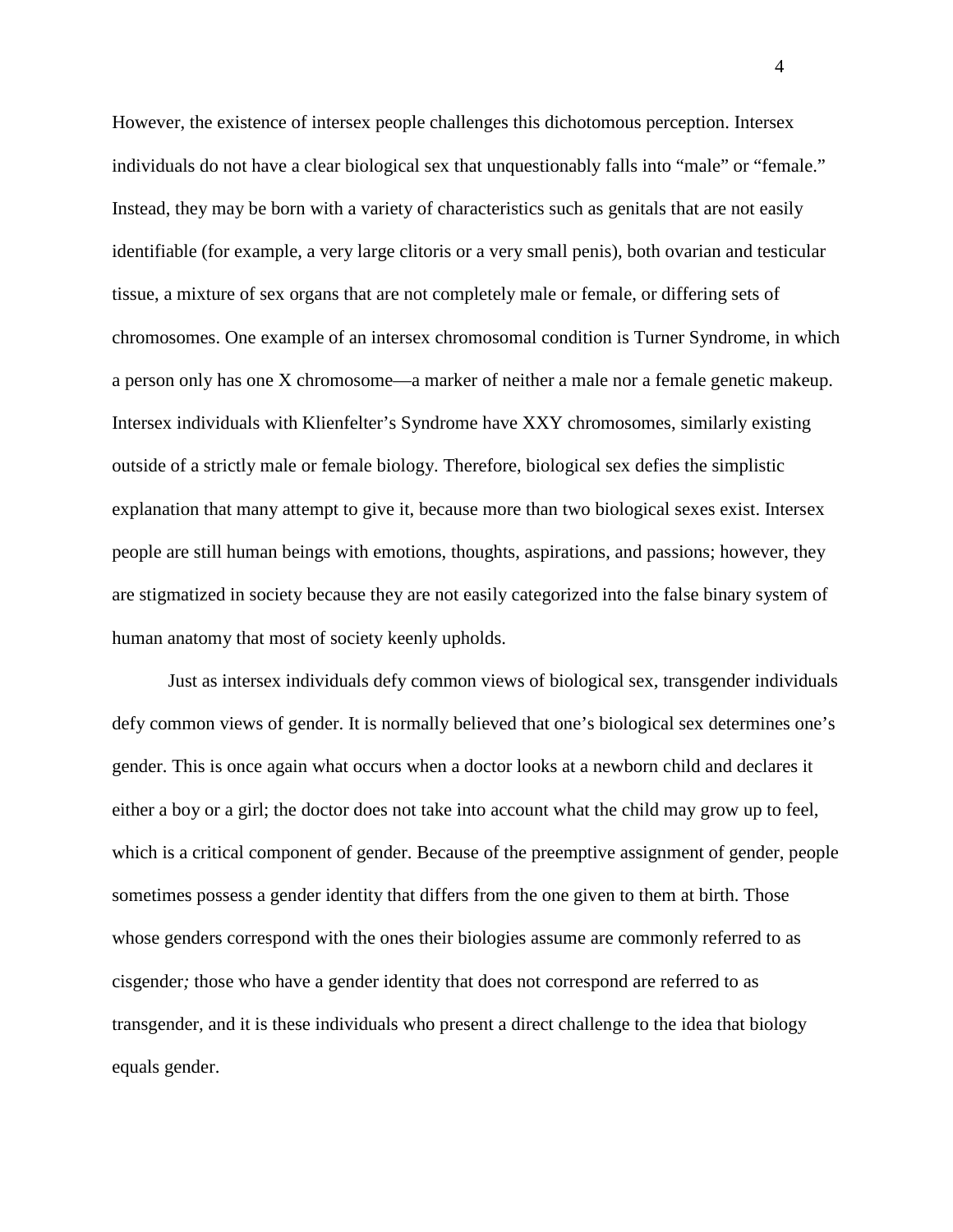However, the existence of intersex people challenges this dichotomous perception. Intersex individuals do not have a clear biological sex that unquestionably falls into "male" or "female." Instead, they may be born with a variety of characteristics such as genitals that are not easily identifiable (for example, a very large clitoris or a very small penis), both ovarian and testicular tissue, a mixture of sex organs that are not completely male or female, or differing sets of chromosomes. One example of an intersex chromosomal condition is Turner Syndrome, in which a person only has one X chromosome—a marker of neither a male nor a female genetic makeup. Intersex individuals with Klienfelter's Syndrome have XXY chromosomes, similarly existing outside of a strictly male or female biology. Therefore, biological sex defies the simplistic explanation that many attempt to give it, because more than two biological sexes exist. Intersex people are still human beings with emotions, thoughts, aspirations, and passions; however, they are stigmatized in society because they are not easily categorized into the false binary system of human anatomy that most of society keenly upholds.

Just as intersex individuals defy common views of biological sex, transgender individuals defy common views of gender. It is normally believed that one's biological sex determines one's gender. This is once again what occurs when a doctor looks at a newborn child and declares it either a boy or a girl; the doctor does not take into account what the child may grow up to feel, which is a critical component of gender. Because of the preemptive assignment of gender, people sometimes possess a gender identity that differs from the one given to them at birth. Those whose genders correspond with the ones their biologies assume are commonly referred to as cisgender*;* those who have a gender identity that does not correspond are referred to as transgender, and it is these individuals who present a direct challenge to the idea that biology equals gender.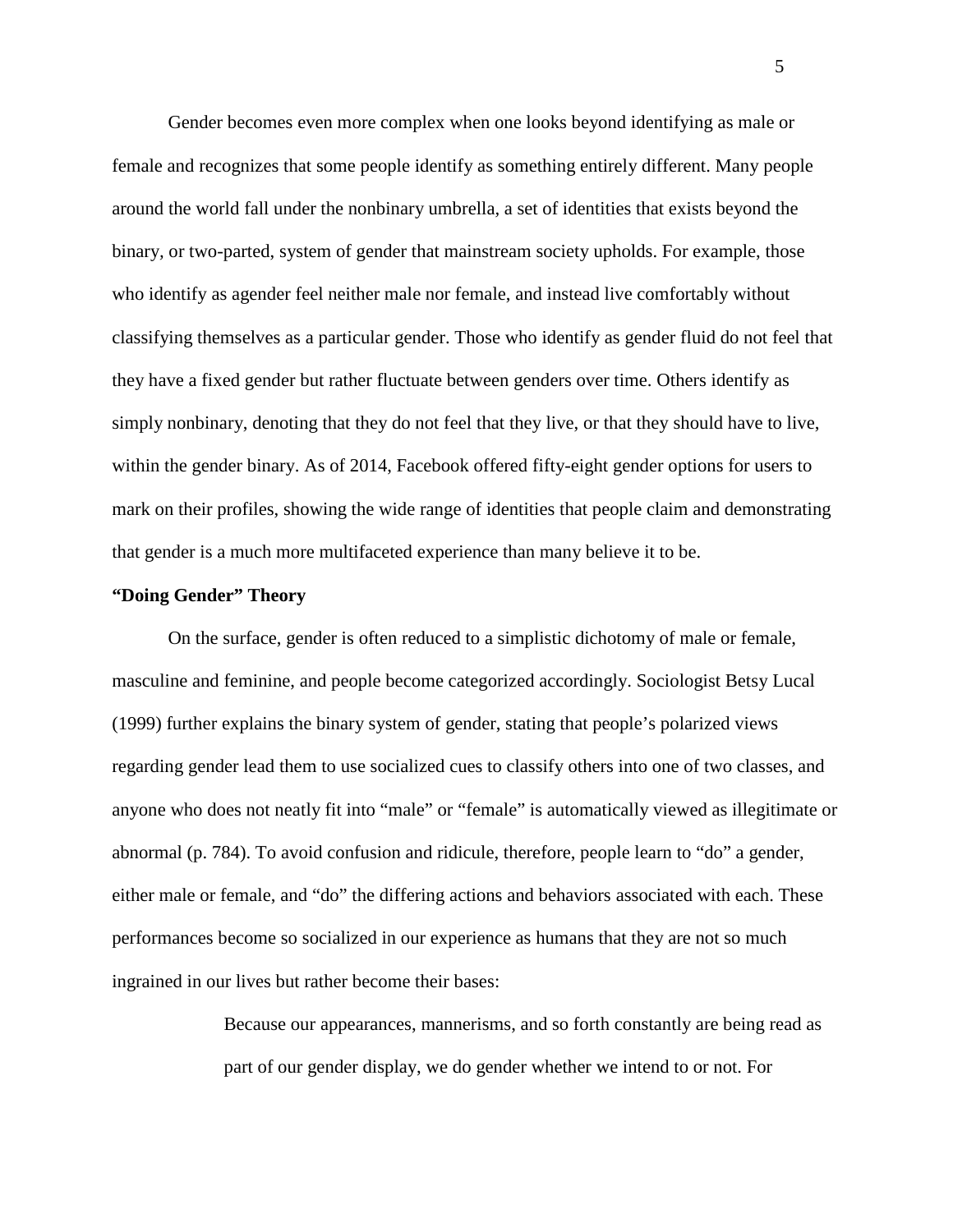Gender becomes even more complex when one looks beyond identifying as male or female and recognizes that some people identify as something entirely different. Many people around the world fall under the nonbinary umbrella, a set of identities that exists beyond the binary, or two-parted, system of gender that mainstream society upholds. For example, those who identify as agender feel neither male nor female, and instead live comfortably without classifying themselves as a particular gender. Those who identify as gender fluid do not feel that they have a fixed gender but rather fluctuate between genders over time. Others identify as simply nonbinary, denoting that they do not feel that they live, or that they should have to live, within the gender binary. As of 2014, Facebook offered fifty-eight gender options for users to mark on their profiles, showing the wide range of identities that people claim and demonstrating that gender is a much more multifaceted experience than many believe it to be.

**"Doing Gender" Theory**

On the surface, gender is often reduced to a simplistic dichotomy of male or female, masculine and feminine, and people become categorized accordingly. Sociologist Betsy Lucal (1999) further explains the binary system of gender, stating that people's polarized views regarding gender lead them to use socialized cues to classify others into one of two classes, and anyone who does not neatly fit into "male" or "female" is automatically viewed as illegitimate or abnormal (p. 784). To avoid confusion and ridicule, therefore, people learn to "do" a gender, either male or female, and "do" the differing actions and behaviors associated with each. These performances become so socialized in our experience as humans that they are not so much ingrained in our lives but rather become their bases:

> Because our appearances, mannerisms, and so forth constantly are being read as part of our gender display, we do gender whether we intend to or not. For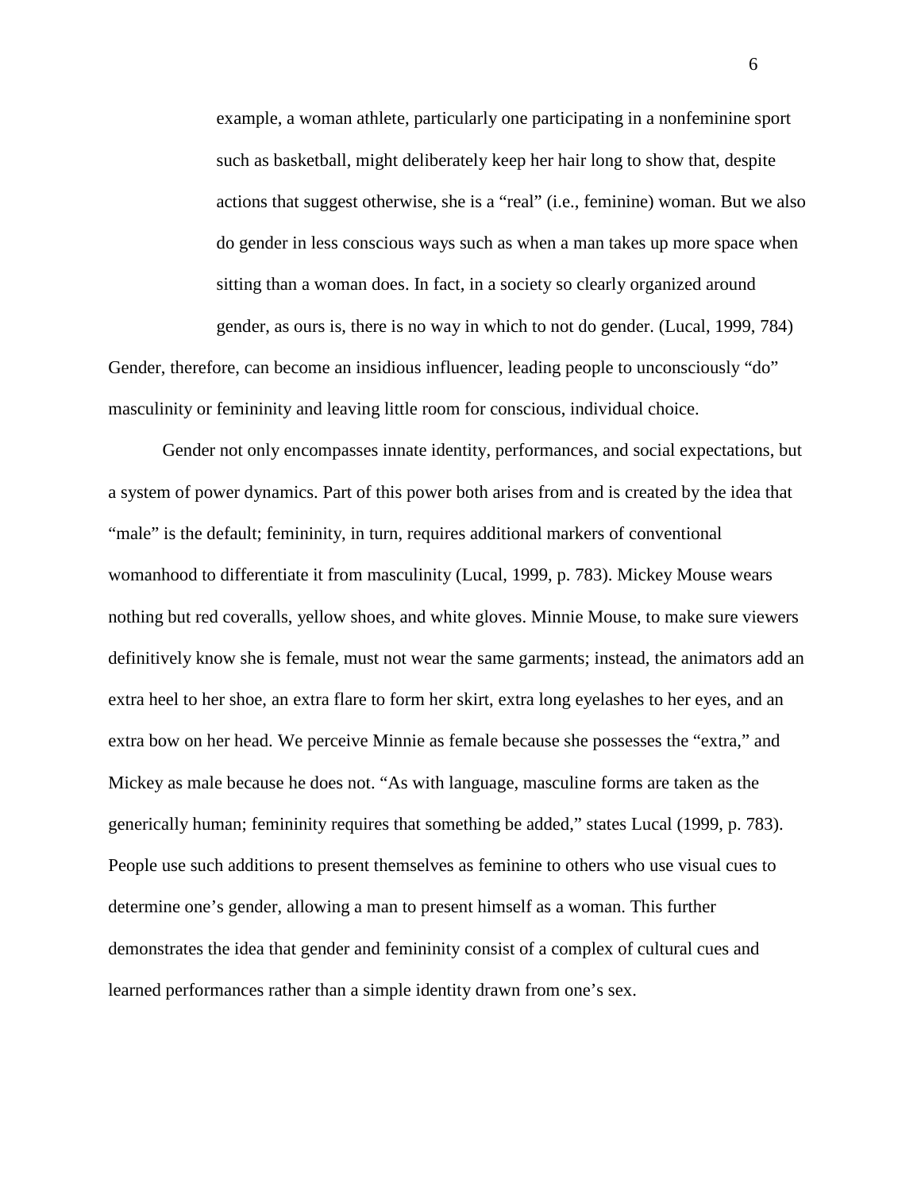> example, a woman athlete, particularly one participating in a nonfeminine sport such as basketball, might deliberately keep her hair long to show that, despite actions that suggest otherwise, she is a "real" (i.e., feminine) woman. But we also do gender in less conscious ways such as when a man takes up more space when sitting than a woman does. In fact, in a society so clearly organized around gender, as ours is, there is no way in which to not do gender. (Lucal, 1999, 784)

Gender, therefore, can become an insidious influencer, leading people to unconsciously "do" masculinity or femininity and leaving little room for conscious, individual choice.

Gender not only encompasses innate identity, performances, and social expectations, but a system of power dynamics. Part of this power both arises from and is created by the idea that "male" is the default; femininity, in turn, requires additional markers of conventional womanhood to differentiate it from masculinity (Lucal, 1999, p. 783). Mickey Mouse wears nothing but red coveralls, yellow shoes, and white gloves. Minnie Mouse, to make sure viewers definitively know she is female, must not wear the same garments; instead, the animators add an extra heel to her shoe, an extra flare to form her skirt, extra long eyelashes to her eyes, and an extra bow on her head. We perceive Minnie as female because she possesses the "extra," and Mickey as male because he does not. "As with language, masculine forms are taken as the generically human; femininity requires that something be added," states Lucal (1999, p. 783). People use such additions to present themselves as feminine to others who use visual cues to determine one's gender, allowing a man to present himself as a woman. This further demonstrates the idea that gender and femininity consist of a complex of cultural cues and learned performances rather than a simple identity drawn from one's sex.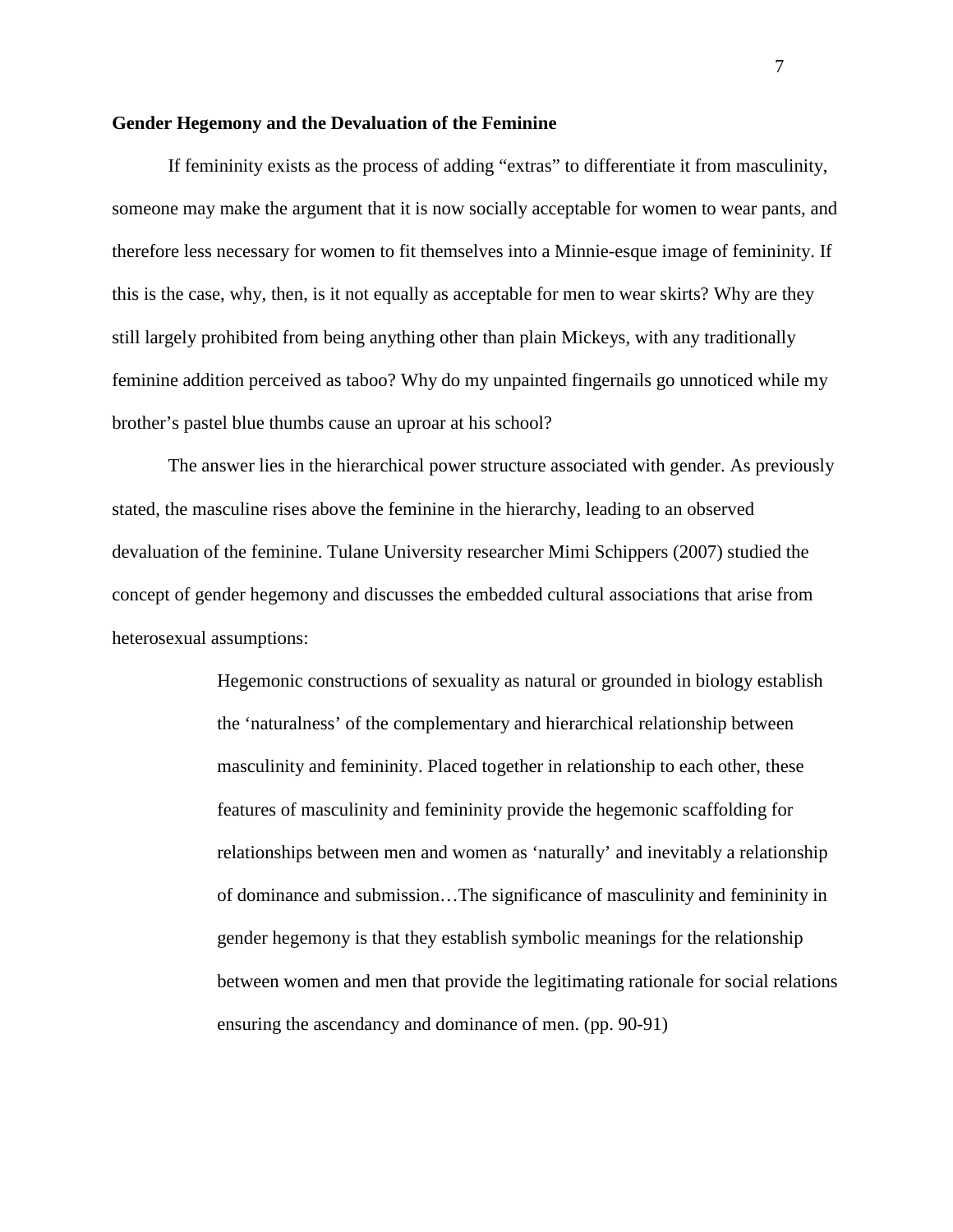## Gender Hegemony and the Devaluation of the Feminine

If femininity exists as the process of adding "extras" to differentiate it from masculinity, someone may make the argument that it is now socially acceptable for women to wear pants, and therefore less necessary for women to fit themselves into a Minnie-esque image of femininity. If this is the case, why, then, is it not equally as acceptable for men to wear skirts? Why are they still largely prohibited from being anything other than plain Mickeys, with any traditionally feminine addition perceived as taboo? Why do my unpainted fingernails go unnoticed while my brother's pastel blue thumbs cause an uproar at his school?

The answer lies in the hierarchical power structure associated with gender. As previously stated, the masculine rises above the feminine in the hierarchy, leading to an observed devaluation of the feminine. Tulane University researcher Mimi Schippers (2007) studied the concept of gender hegemony and discusses the embedded cultural associations that arise from heterosexual assumptions:

> Hegemonic constructions of sexuality as natural or grounded in biology establish the 'naturalness' of the complementary and hierarchical relationship between masculinity and femininity. Placed together in relationship to each other, these features of masculinity and femininity provide the hegemonic scaffolding for relationships between men and women as 'naturally' and inevitably a relationship of dominance and submission…The significance of masculinity and femininity in gender hegemony is that they establish symbolic meanings for the relationship between women and men that provide the legitimating rationale for social relations ensuring the ascendancy and dominance of men. (pp. 90-91)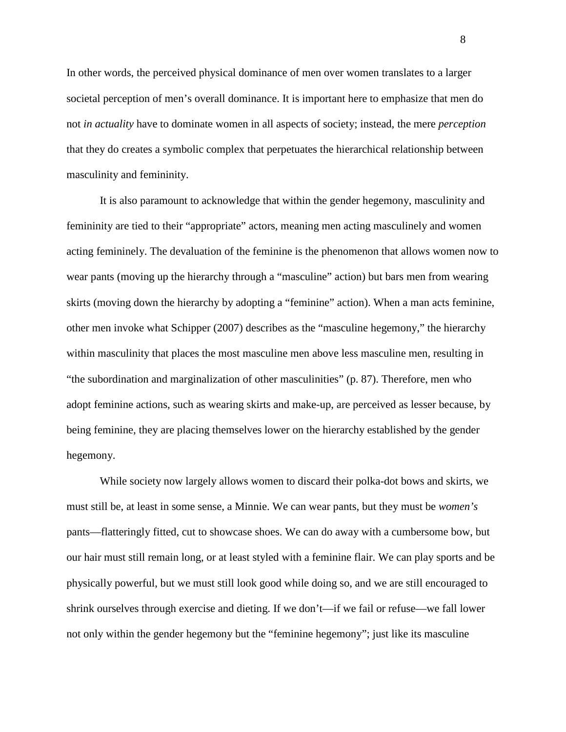In other words, the perceived physical dominance of men over women translates to a larger societal perception of men's overall dominance. It is important here to emphasize that men do not *in actuality* have to dominate women in all aspects of society; instead, the mere *perception* that they do creates a symbolic complex that perpetuates the hierarchical relationship between masculinity and femininity.

It is also paramount to acknowledge that within the gender hegemony, masculinity and femininity are tied to their "appropriate" actors, meaning men acting masculinely and women acting femininely. The devaluation of the feminine is the phenomenon that allows women now to wear pants (moving up the hierarchy through a "masculine" action) but bars men from wearing skirts (moving down the hierarchy by adopting a "feminine" action). When a man acts feminine, other men invoke what Schipper (2007) describes as the "masculine hegemony," the hierarchy within masculinity that places the most masculine men above less masculine men, resulting in "the subordination and marginalization of other masculinities" (p. 87). Therefore, men who adopt feminine actions, such as wearing skirts and make-up, are perceived as lesser because, by being feminine, they are placing themselves lower on the hierarchy established by the gender hegemony.

While society now largely allows women to discard their polka-dot bows and skirts, we must still be, at least in some sense, a Minnie. We can wear pants, but they must be *women's* pants—flatteringly fitted, cut to showcase shoes. We can do away with a cumbersome bow, but our hair must still remain long, or at least styled with a feminine flair. We can play sports and be physically powerful, but we must still look good while doing so, and we are still encouraged to shrink ourselves through exercise and dieting. If we don't—if we fail or refuse—we fall lower not only within the gender hegemony but the "feminine hegemony"; just like its masculine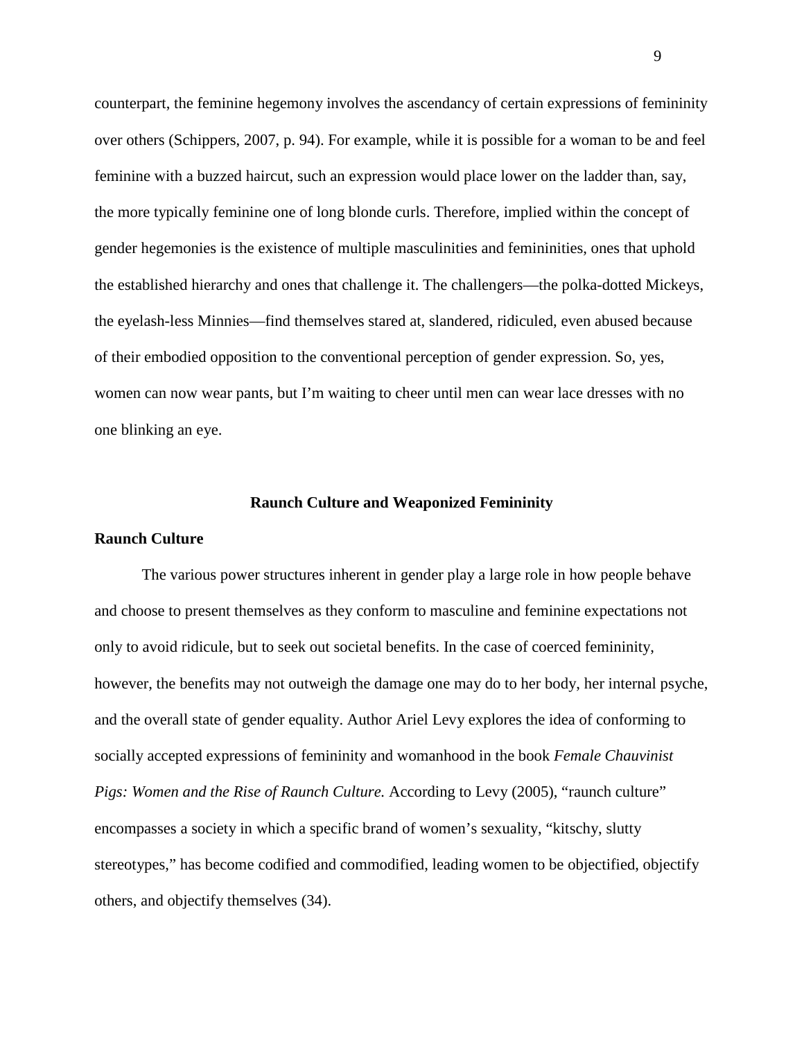counterpart, the feminine hegemony involves the ascendancy of certain expressions of femininity over others (Schippers, 2007, p. 94). For example, while it is possible for a woman to be and feel feminine with a buzzed haircut, such an expression would place lower on the ladder than, say, the more typically feminine one of long blonde curls. Therefore, implied within the concept of gender hegemonies is the existence of multiple masculinities and femininities, ones that uphold the established hierarchy and ones that challenge it. The challengers—the polka-dotted Mickeys, the eyelash-less Minnies—find themselves stared at, slandered, ridiculed, even abused because of their embodied opposition to the conventional perception of gender expression. So, yes, women can now wear pants, but I'm waiting to cheer until men can wear lace dresses with no one blinking an eye.

## Raunch Culture and Weaponized Femininity

### Raunch Culture

The various power structures inherent in gender play a large role in how people behave and choose to present themselves as they conform to masculine and feminine expectations not only to avoid ridicule, but to seek out societal benefits. In the case of coerced femininity, however, the benefits may not outweigh the damage one may do to her body, her internal psyche, and the overall state of gender equality. Author Ariel Levy explores the idea of conforming to socially accepted expressions of femininity and womanhood in the book *Female Chauvinist Pigs: Women and the Rise of Raunch Culture.* According to Levy (2005), "raunch culture" encompasses a society in which a specific brand of women's sexuality, "kitschy, slutty stereotypes," has become codified and commodified, leading women to be objectified, objectify others, and objectify themselves (34).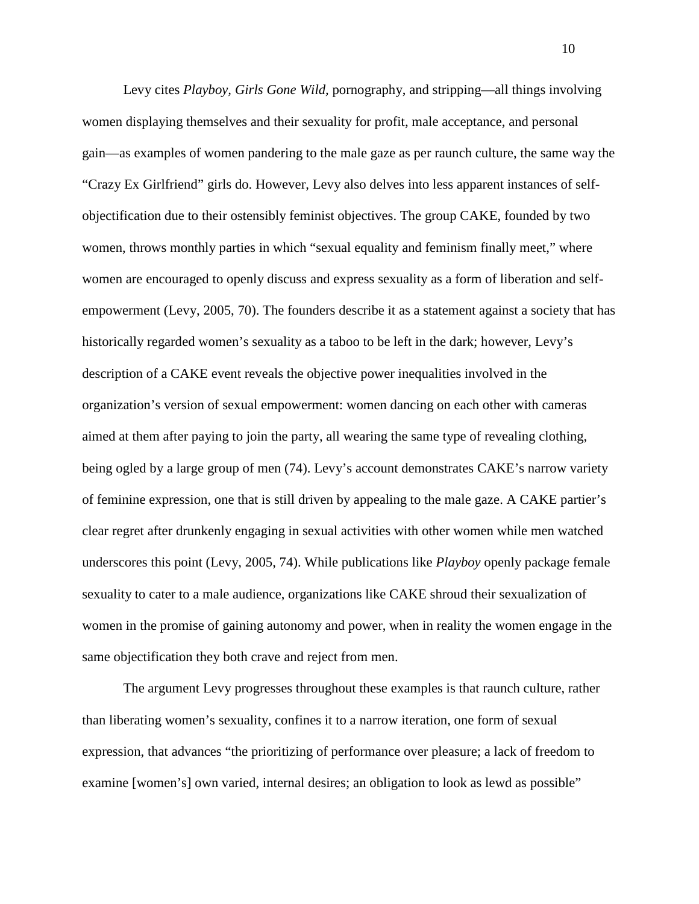Levy cites *Playboy, Girls Gone Wild,* pornography, and stripping—all things involving women displaying themselves and their sexuality for profit, male acceptance, and personal gain—as examples of women pandering to the male gaze as per raunch culture, the same way the "Crazy Ex Girlfriend" girls do. However, Levy also delves into less apparent instances of self-objectification due to their ostensibly feminist objectives. The group CAKE, founded by two women, throws monthly parties in which "sexual equality and feminism finally meet," where women are encouraged to openly discuss and express sexuality as a form of liberation and self-empowerment (Levy, 2005, 70). The founders describe it as a statement against a society that has historically regarded women's sexuality as a taboo to be left in the dark; however, Levy's description of a CAKE event reveals the objective power inequalities involved in the organization's version of sexual empowerment: women dancing on each other with cameras aimed at them after paying to join the party, all wearing the same type of revealing clothing, being ogled by a large group of men (74). Levy's account demonstrates CAKE's narrow variety of feminine expression, one that is still driven by appealing to the male gaze. A CAKE partier's clear regret after drunkenly engaging in sexual activities with other women while men watched underscores this point (Levy, 2005, 74). While publications like *Playboy* openly package female sexuality to cater to a male audience, organizations like CAKE shroud their sexualization of women in the promise of gaining autonomy and power, when in reality the women engage in the same objectification they both crave and reject from men.

The argument Levy progresses throughout these examples is that raunch culture, rather than liberating women's sexuality, confines it to a narrow iteration, one form of sexual expression, that advances "the prioritizing of performance over pleasure; a lack of freedom to examine [women's] own varied, internal desires; an obligation to look as lewd as possible"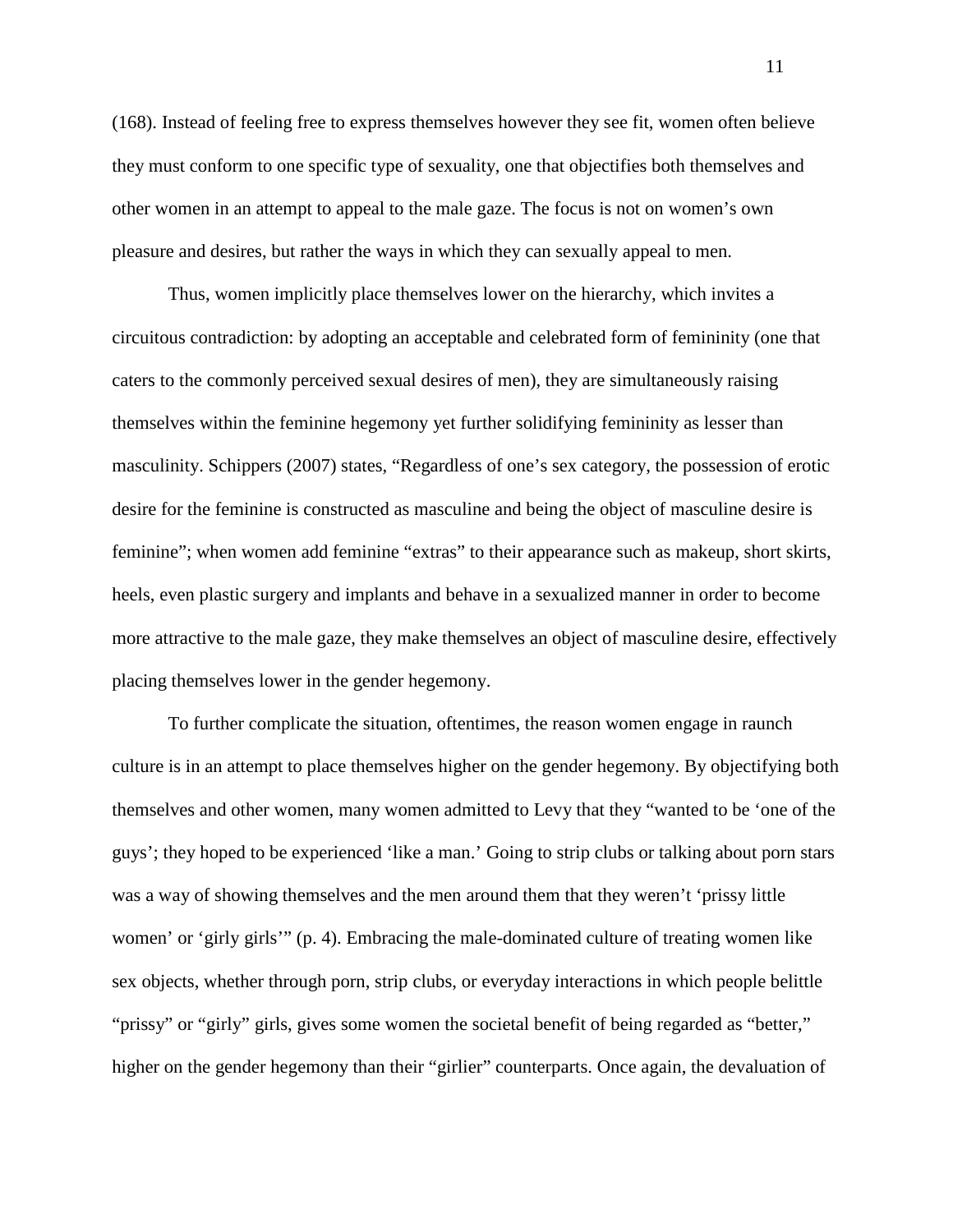(168). Instead of feeling free to express themselves however they see fit, women often believe they must conform to one specific type of sexuality, one that objectifies both themselves and other women in an attempt to appeal to the male gaze. The focus is not on women's own pleasure and desires, but rather the ways in which they can sexually appeal to men.

Thus, women implicitly place themselves lower on the hierarchy, which invites a circuitous contradiction: by adopting an acceptable and celebrated form of femininity (one that caters to the commonly perceived sexual desires of men), they are simultaneously raising themselves within the feminine hegemony yet further solidifying femininity as lesser than masculinity. Schippers (2007) states, "Regardless of one's sex category, the possession of erotic desire for the feminine is constructed as masculine and being the object of masculine desire is feminine"; when women add feminine "extras" to their appearance such as makeup, short skirts, heels, even plastic surgery and implants and behave in a sexualized manner in order to become more attractive to the male gaze, they make themselves an object of masculine desire, effectively placing themselves lower in the gender hegemony.

To further complicate the situation, oftentimes, the reason women engage in raunch culture is in an attempt to place themselves higher on the gender hegemony. By objectifying both themselves and other women, many women admitted to Levy that they "wanted to be 'one of the guys'; they hoped to be experienced 'like a man.' Going to strip clubs or talking about porn stars was a way of showing themselves and the men around them that they weren't 'prissy little women' or 'girly girls'" (p. 4). Embracing the male-dominated culture of treating women like sex objects, whether through porn, strip clubs, or everyday interactions in which people belittle "prissy" or "girly" girls, gives some women the societal benefit of being regarded as "better," higher on the gender hegemony than their "girlier" counterparts. Once again, the devaluation of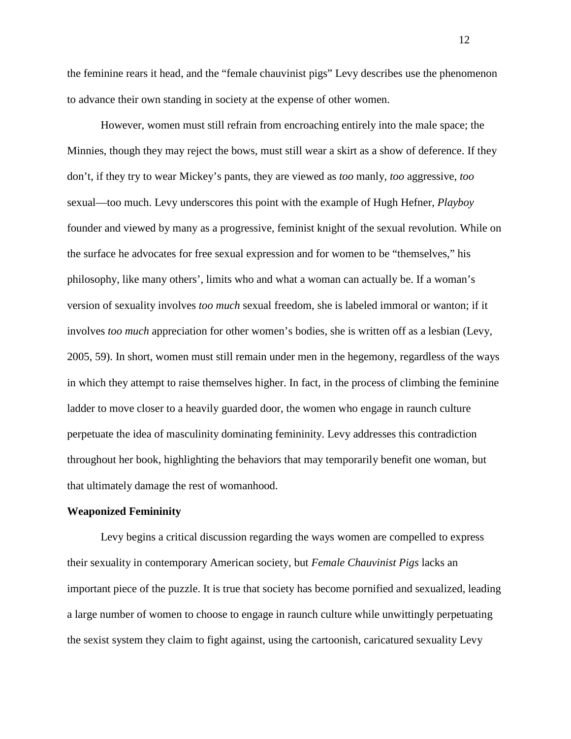the feminine rears it head, and the "female chauvinist pigs" Levy describes use the phenomenon to advance their own standing in society at the expense of other women.

However, women must still refrain from encroaching entirely into the male space; the Minnies, though they may reject the bows, must still wear a skirt as a show of deference. If they don't, if they try to wear Mickey's pants, they are viewed as *too* manly, *too* aggressive, *too* sexual—too much. Levy underscores this point with the example of Hugh Hefner, *Playboy* founder and viewed by many as a progressive, feminist knight of the sexual revolution. While on the surface he advocates for free sexual expression and for women to be "themselves," his philosophy, like many others', limits who and what a woman can actually be. If a woman's version of sexuality involves *too much* sexual freedom, she is labeled immoral or wanton; if it involves *too much* appreciation for other women's bodies, she is written off as a lesbian (Levy, 2005, 59). In short, women must still remain under men in the hegemony, regardless of the ways in which they attempt to raise themselves higher. In fact, in the process of climbing the feminine ladder to move closer to a heavily guarded door, the women who engage in raunch culture perpetuate the idea of masculinity dominating femininity. Levy addresses this contradiction throughout her book, highlighting the behaviors that may temporarily benefit one woman, but that ultimately damage the rest of womanhood.

**Weaponized Femininity**

Levy begins a critical discussion regarding the ways women are compelled to express their sexuality in contemporary American society, but *Female Chauvinist Pigs* lacks an important piece of the puzzle. It is true that society has become pornified and sexualized, leading a large number of women to choose to engage in raunch culture while unwittingly perpetuating the sexist system they claim to fight against, using the cartoonish, caricatured sexuality Levy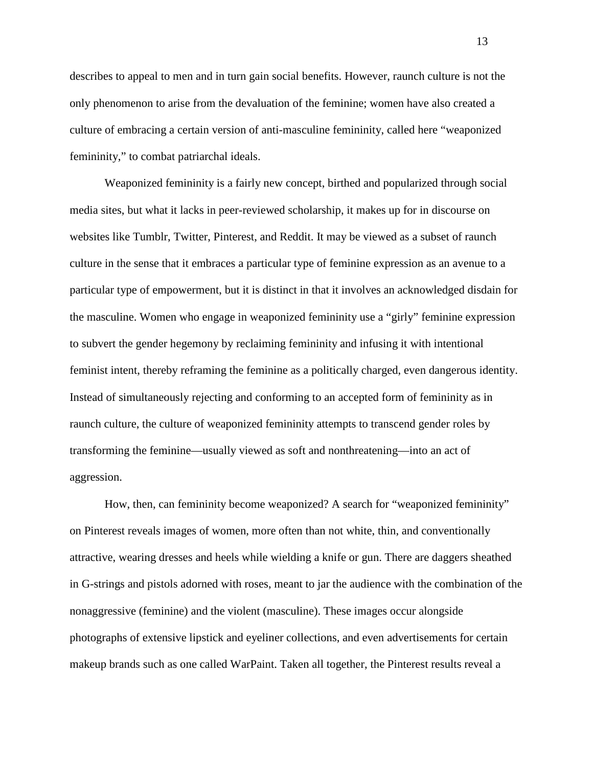describes to appeal to men and in turn gain social benefits. However, raunch culture is not the only phenomenon to arise from the devaluation of the feminine; women have also created a culture of embracing a certain version of anti-masculine femininity, called here "weaponized femininity," to combat patriarchal ideals.

Weaponized femininity is a fairly new concept, birthed and popularized through social media sites, but what it lacks in peer-reviewed scholarship, it makes up for in discourse on websites like Tumblr, Twitter, Pinterest, and Reddit. It may be viewed as a subset of raunch culture in the sense that it embraces a particular type of feminine expression as an avenue to a particular type of empowerment, but it is distinct in that it involves an acknowledged disdain for the masculine. Women who engage in weaponized femininity use a "girly" feminine expression to subvert the gender hegemony by reclaiming femininity and infusing it with intentional feminist intent, thereby reframing the feminine as a politically charged, even dangerous identity. Instead of simultaneously rejecting and conforming to an accepted form of femininity as in raunch culture, the culture of weaponized femininity attempts to transcend gender roles by transforming the feminine—usually viewed as soft and nonthreatening—into an act of aggression.

How, then, can femininity become weaponized? A search for "weaponized femininity" on Pinterest reveals images of women, more often than not white, thin, and conventionally attractive, wearing dresses and heels while wielding a knife or gun. There are daggers sheathed in G-strings and pistols adorned with roses, meant to jar the audience with the combination of the nonaggressive (feminine) and the violent (masculine). These images occur alongside photographs of extensive lipstick and eyeliner collections, and even advertisements for certain makeup brands such as one called WarPaint. Taken all together, the Pinterest results reveal a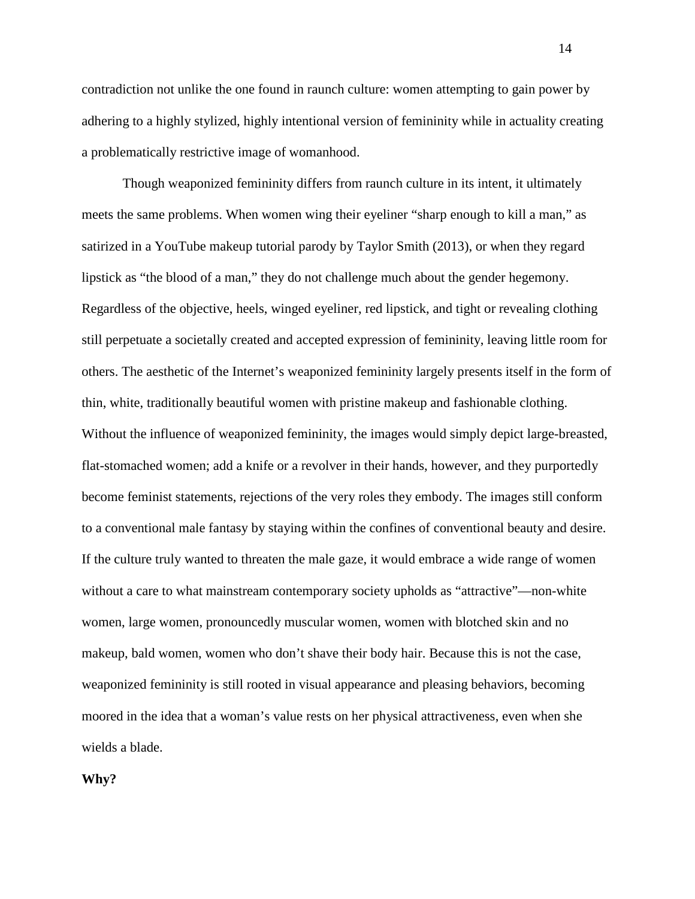contradiction not unlike the one found in raunch culture: women attempting to gain power by adhering to a highly stylized, highly intentional version of femininity while in actuality creating a problematically restrictive image of womanhood.

Though weaponized femininity differs from raunch culture in its intent, it ultimately meets the same problems. When women wing their eyeliner "sharp enough to kill a man," as satirized in a YouTube makeup tutorial parody by Taylor Smith (2013), or when they regard lipstick as "the blood of a man," they do not challenge much about the gender hegemony. Regardless of the objective, heels, winged eyeliner, red lipstick, and tight or revealing clothing still perpetuate a societally created and accepted expression of femininity, leaving little room for others. The aesthetic of the Internet's weaponized femininity largely presents itself in the form of thin, white, traditionally beautiful women with pristine makeup and fashionable clothing. Without the influence of weaponized femininity, the images would simply depict large-breasted, flat-stomached women; add a knife or a revolver in their hands, however, and they purportedly become feminist statements, rejections of the very roles they embody. The images still conform to a conventional male fantasy by staying within the confines of conventional beauty and desire. If the culture truly wanted to threaten the male gaze, it would embrace a wide range of women without a care to what mainstream contemporary society upholds as "attractive"—non-white women, large women, pronouncedly muscular women, women with blotched skin and no makeup, bald women, women who don't shave their body hair. Because this is not the case, weaponized femininity is still rooted in visual appearance and pleasing behaviors, becoming moored in the idea that a woman's value rests on her physical attractiveness, even when she wields a blade.

**Why?**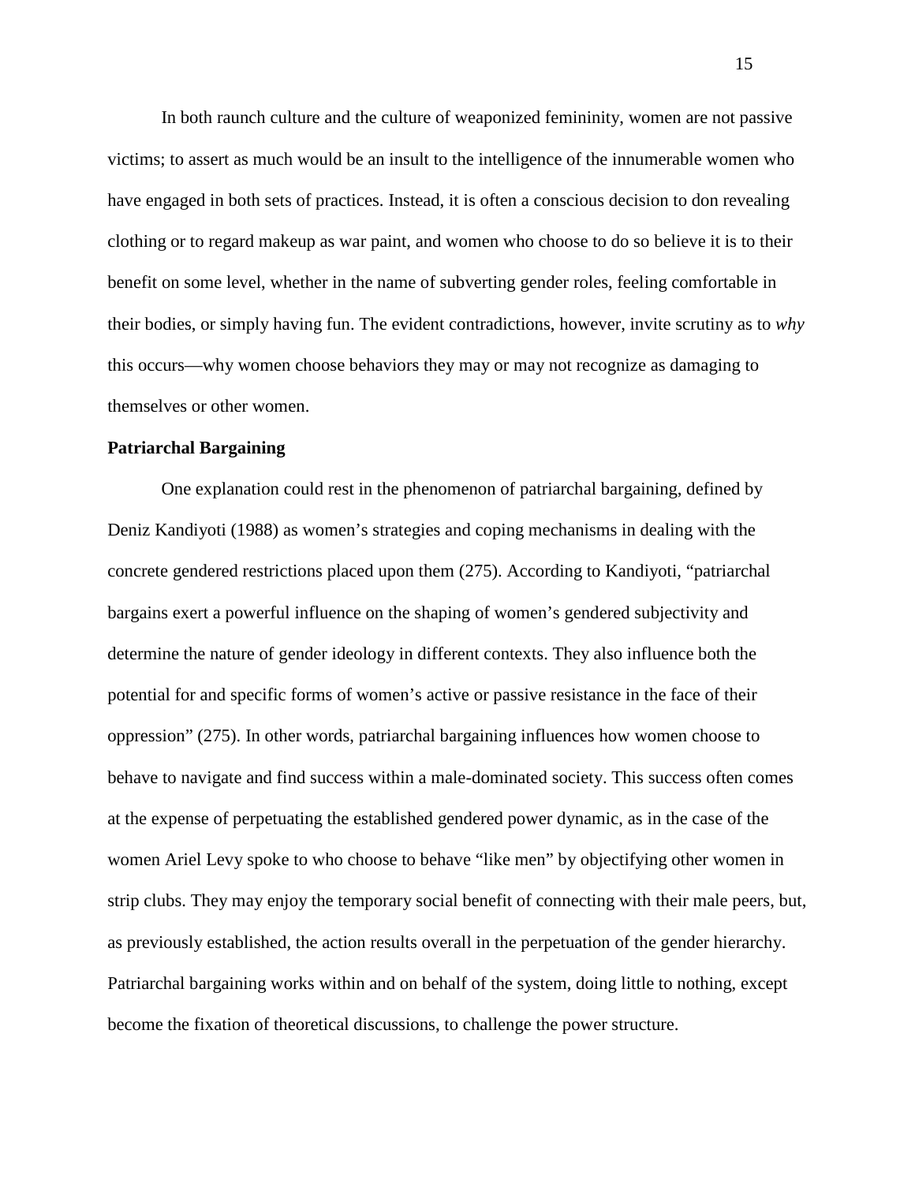In both raunch culture and the culture of weaponized femininity, women are not passive victims; to assert as much would be an insult to the intelligence of the innumerable women who have engaged in both sets of practices. Instead, it is often a conscious decision to don revealing clothing or to regard makeup as war paint, and women who choose to do so believe it is to their benefit on some level, whether in the name of subverting gender roles, feeling comfortable in their bodies, or simply having fun. The evident contradictions, however, invite scrutiny as to *why* this occurs—why women choose behaviors they may or may not recognize as damaging to themselves or other women.

**Patriarchal Bargaining**

One explanation could rest in the phenomenon of patriarchal bargaining, defined by Deniz Kandiyoti (1988) as women's strategies and coping mechanisms in dealing with the concrete gendered restrictions placed upon them (275). According to Kandiyoti, "patriarchal bargains exert a powerful influence on the shaping of women's gendered subjectivity and determine the nature of gender ideology in different contexts. They also influence both the potential for and specific forms of women's active or passive resistance in the face of their oppression" (275). In other words, patriarchal bargaining influences how women choose to behave to navigate and find success within a male-dominated society. This success often comes at the expense of perpetuating the established gendered power dynamic, as in the case of the women Ariel Levy spoke to who choose to behave "like men" by objectifying other women in strip clubs. They may enjoy the temporary social benefit of connecting with their male peers, but, as previously established, the action results overall in the perpetuation of the gender hierarchy. Patriarchal bargaining works within and on behalf of the system, doing little to nothing, except become the fixation of theoretical discussions, to challenge the power structure.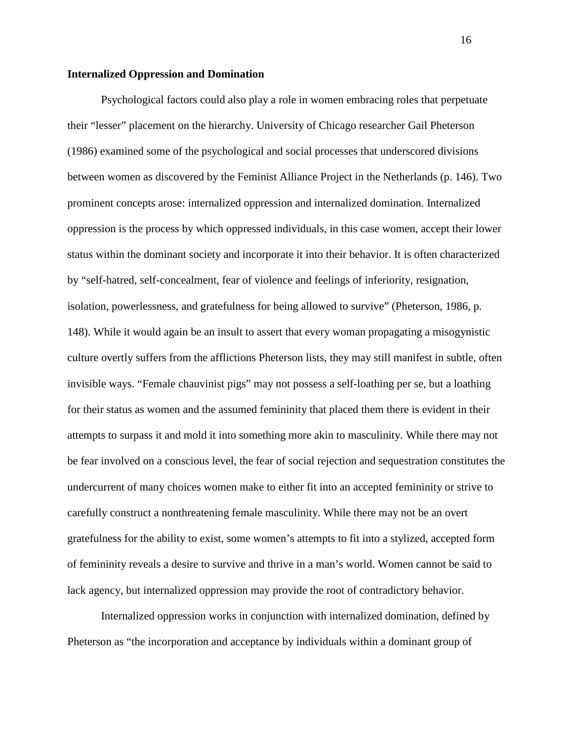**Internalized Oppression and Domination**

Psychological factors could also play a role in women embracing roles that perpetuate their "lesser" placement on the hierarchy. University of Chicago researcher Gail Pheterson (1986) examined some of the psychological and social processes that underscored divisions between women as discovered by the Feminist Alliance Project in the Netherlands (p. 146). Two prominent concepts arose: internalized oppression and internalized domination. Internalized oppression is the process by which oppressed individuals, in this case women, accept their lower status within the dominant society and incorporate it into their behavior. It is often characterized by "self-hatred, self-concealment, fear of violence and feelings of inferiority, resignation, isolation, powerlessness, and gratefulness for being allowed to survive" (Pheterson, 1986, p. 148). While it would again be an insult to assert that every woman propagating a misogynistic culture overtly suffers from the afflictions Pheterson lists, they may still manifest in subtle, often invisible ways. "Female chauvinist pigs" may not possess a self-loathing per se, but a loathing for their status as women and the assumed femininity that placed them there is evident in their attempts to surpass it and mold it into something more akin to masculinity. While there may not be fear involved on a conscious level, the fear of social rejection and sequestration constitutes the undercurrent of many choices women make to either fit into an accepted femininity or strive to carefully construct a nonthreatening female masculinity. While there may not be an overt gratefulness for the ability to exist, some women's attempts to fit into a stylized, accepted form of femininity reveals a desire to survive and thrive in a man's world. Women cannot be said to lack agency, but internalized oppression may provide the root of contradictory behavior.

Internalized oppression works in conjunction with internalized domination, defined by Pheterson as "the incorporation and acceptance by individuals within a dominant group of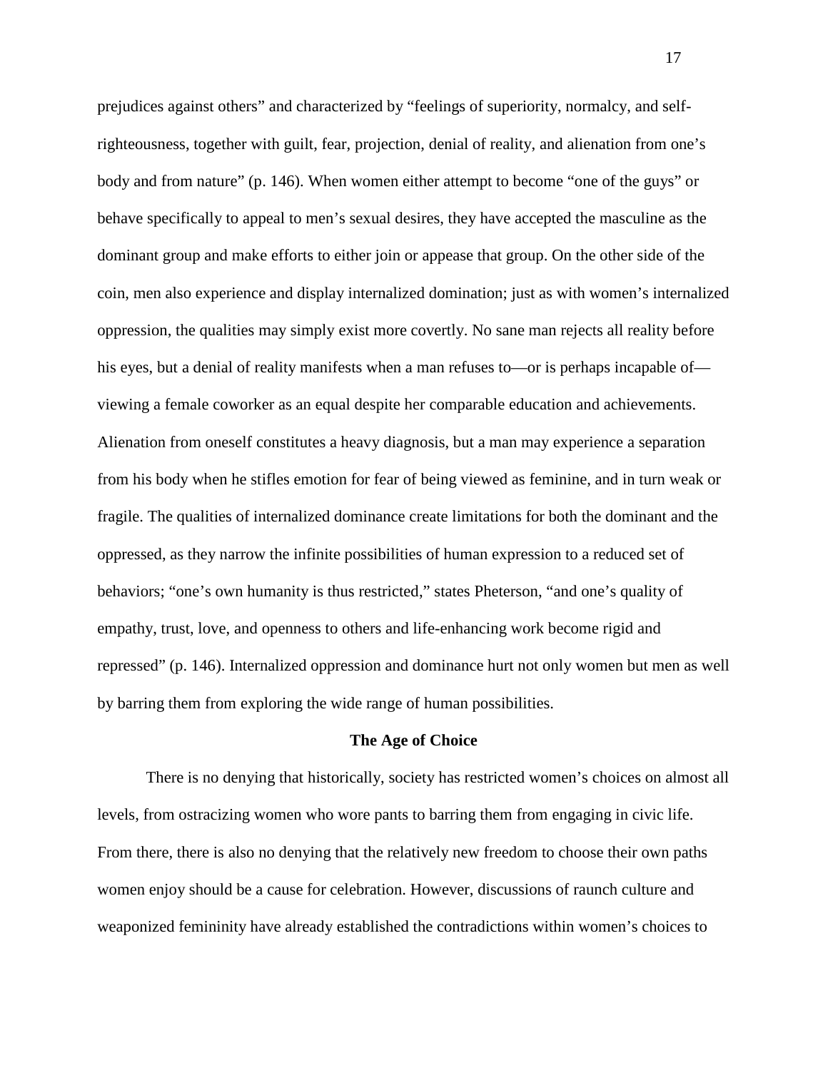prejudices against others" and characterized by "feelings of superiority, normalcy, and self-righteousness, together with guilt, fear, projection, denial of reality, and alienation from one's body and from nature" (p. 146). When women either attempt to become "one of the guys" or behave specifically to appeal to men's sexual desires, they have accepted the masculine as the dominant group and make efforts to either join or appease that group. On the other side of the coin, men also experience and display internalized domination; just as with women's internalized oppression, the qualities may simply exist more covertly. No sane man rejects all reality before his eyes, but a denial of reality manifests when a man refuses to—or is perhaps incapable of—viewing a female coworker as an equal despite her comparable education and achievements. Alienation from oneself constitutes a heavy diagnosis, but a man may experience a separation from his body when he stifles emotion for fear of being viewed as feminine, and in turn weak or fragile. The qualities of internalized dominance create limitations for both the dominant and the oppressed, as they narrow the infinite possibilities of human expression to a reduced set of behaviors; "one's own humanity is thus restricted," states Pheterson, "and one's quality of empathy, trust, love, and openness to others and life-enhancing work become rigid and repressed" (p. 146). Internalized oppression and dominance hurt not only women but men as well by barring them from exploring the wide range of human possibilities.

## The Age of Choice

There is no denying that historically, society has restricted women's choices on almost all levels, from ostracizing women who wore pants to barring them from engaging in civic life. From there, there is also no denying that the relatively new freedom to choose their own paths women enjoy should be a cause for celebration. However, discussions of raunch culture and weaponized femininity have already established the contradictions within women's choices to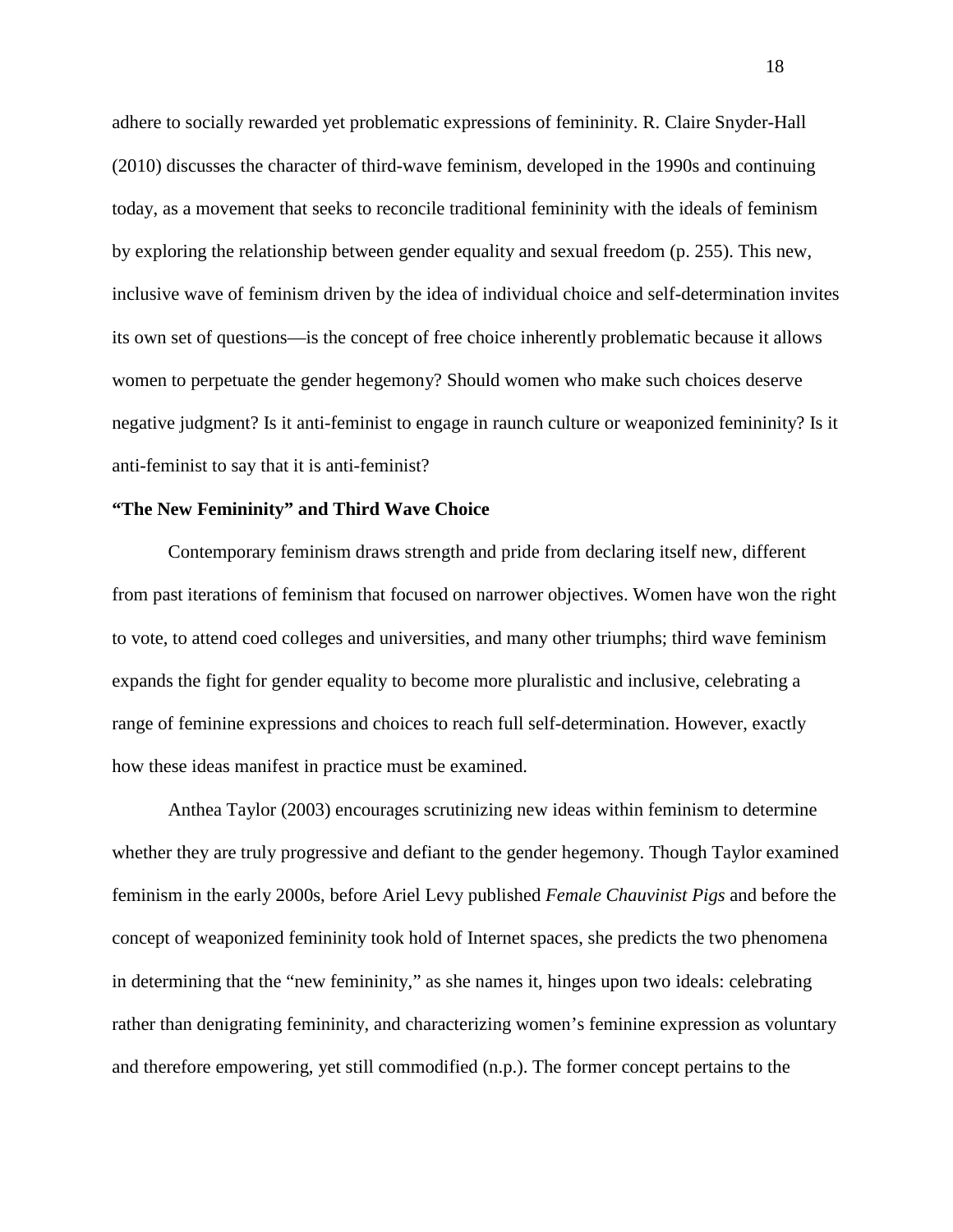adhere to socially rewarded yet problematic expressions of femininity. R. Claire Snyder-Hall (2010) discusses the character of third-wave feminism, developed in the 1990s and continuing today, as a movement that seeks to reconcile traditional femininity with the ideals of feminism by exploring the relationship between gender equality and sexual freedom (p. 255). This new, inclusive wave of feminism driven by the idea of individual choice and self-determination invites its own set of questions—is the concept of free choice inherently problematic because it allows women to perpetuate the gender hegemony? Should women who make such choices deserve negative judgment? Is it anti-feminist to engage in raunch culture or weaponized femininity? Is it anti-feminist to say that it is anti-feminist?

**"The New Femininity" and Third Wave Choice**

Contemporary feminism draws strength and pride from declaring itself new, different from past iterations of feminism that focused on narrower objectives. Women have won the right to vote, to attend coed colleges and universities, and many other triumphs; third wave feminism expands the fight for gender equality to become more pluralistic and inclusive, celebrating a range of feminine expressions and choices to reach full self-determination. However, exactly how these ideas manifest in practice must be examined.

Anthea Taylor (2003) encourages scrutinizing new ideas within feminism to determine whether they are truly progressive and defiant to the gender hegemony. Though Taylor examined feminism in the early 2000s, before Ariel Levy published *Female Chauvinist Pigs* and before the concept of weaponized femininity took hold of Internet spaces, she predicts the two phenomena in determining that the "new femininity," as she names it, hinges upon two ideals: celebrating rather than denigrating femininity, and characterizing women's feminine expression as voluntary and therefore empowering, yet still commodified (n.p.). The former concept pertains to the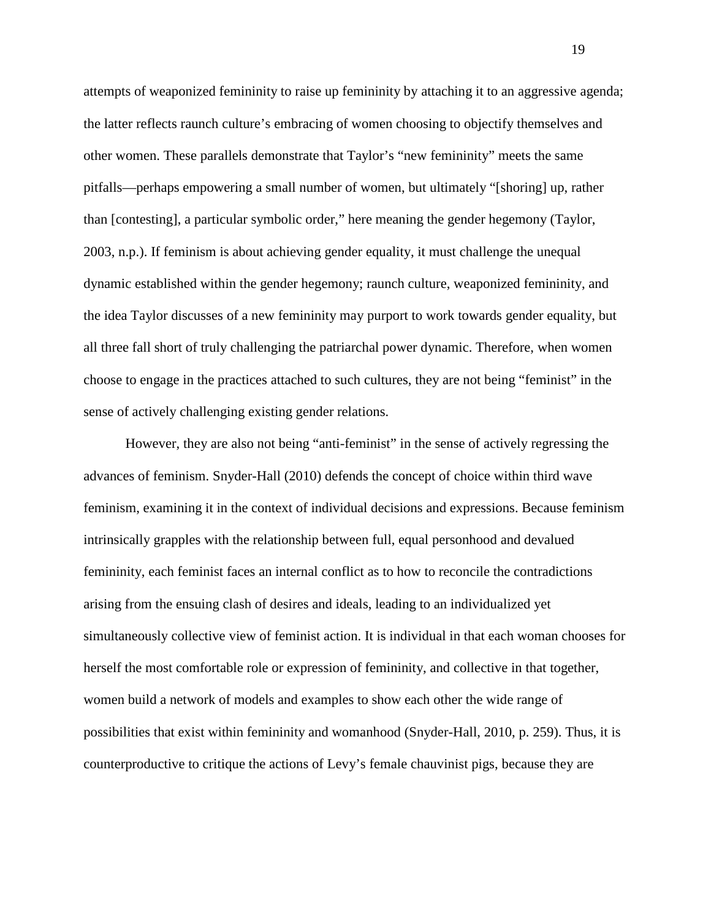attempts of weaponized femininity to raise up femininity by attaching it to an aggressive agenda; the latter reflects raunch culture's embracing of women choosing to objectify themselves and other women. These parallels demonstrate that Taylor's "new femininity" meets the same pitfalls—perhaps empowering a small number of women, but ultimately "[shoring] up, rather than [contesting], a particular symbolic order," here meaning the gender hegemony (Taylor, 2003, n.p.). If feminism is about achieving gender equality, it must challenge the unequal dynamic established within the gender hegemony; raunch culture, weaponized femininity, and the idea Taylor discusses of a new femininity may purport to work towards gender equality, but all three fall short of truly challenging the patriarchal power dynamic. Therefore, when women choose to engage in the practices attached to such cultures, they are not being "feminist" in the sense of actively challenging existing gender relations.

However, they are also not being "anti-feminist" in the sense of actively regressing the advances of feminism. Snyder-Hall (2010) defends the concept of choice within third wave feminism, examining it in the context of individual decisions and expressions. Because feminism intrinsically grapples with the relationship between full, equal personhood and devalued femininity, each feminist faces an internal conflict as to how to reconcile the contradictions arising from the ensuing clash of desires and ideals, leading to an individualized yet simultaneously collective view of feminist action. It is individual in that each woman chooses for herself the most comfortable role or expression of femininity, and collective in that together, women build a network of models and examples to show each other the wide range of possibilities that exist within femininity and womanhood (Snyder-Hall, 2010, p. 259). Thus, it is counterproductive to critique the actions of Levy's female chauvinist pigs, because they are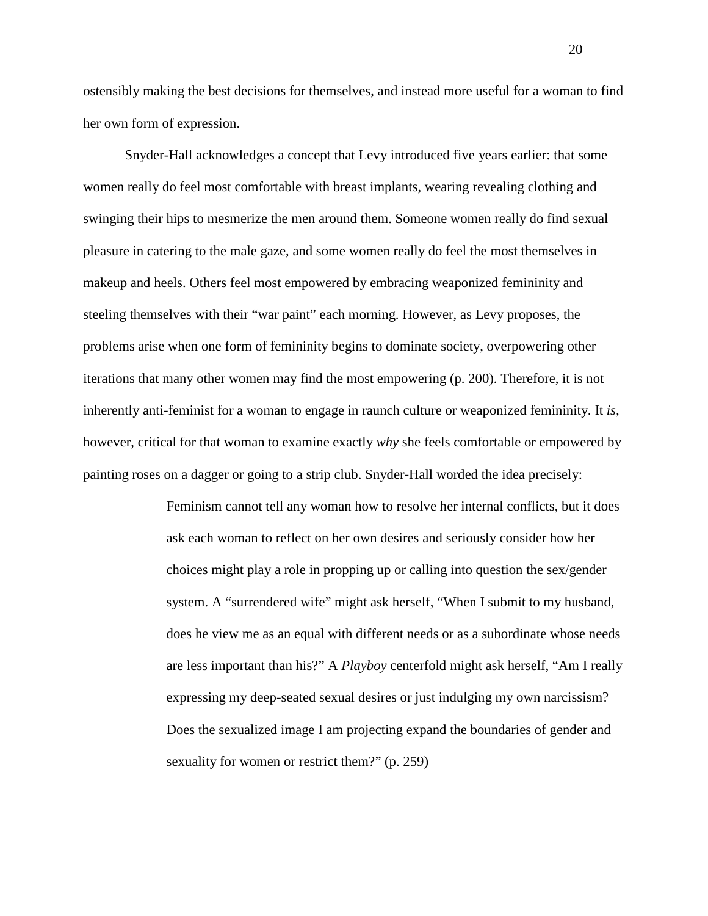ostensibly making the best decisions for themselves, and instead more useful for a woman to find her own form of expression.

Snyder-Hall acknowledges a concept that Levy introduced five years earlier: that some women really do feel most comfortable with breast implants, wearing revealing clothing and swinging their hips to mesmerize the men around them. Someone women really do find sexual pleasure in catering to the male gaze, and some women really do feel the most themselves in makeup and heels. Others feel most empowered by embracing weaponized femininity and steeling themselves with their "war paint" each morning. However, as Levy proposes, the problems arise when one form of femininity begins to dominate society, overpowering other iterations that many other women may find the most empowering (p. 200). Therefore, it is not inherently anti-feminist for a woman to engage in raunch culture or weaponized femininity. It *is,* however, critical for that woman to examine exactly *why* she feels comfortable or empowered by painting roses on a dagger or going to a strip club. Snyder-Hall worded the idea precisely:

> Feminism cannot tell any woman how to resolve her internal conflicts, but it does ask each woman to reflect on her own desires and seriously consider how her choices might play a role in propping up or calling into question the sex/gender system. A "surrendered wife" might ask herself, "When I submit to my husband, does he view me as an equal with different needs or as a subordinate whose needs are less important than his?" A *Playboy* centerfold might ask herself, "Am I really expressing my deep-seated sexual desires or just indulging my own narcissism? Does the sexualized image I am projecting expand the boundaries of gender and sexuality for women or restrict them?" (p. 259)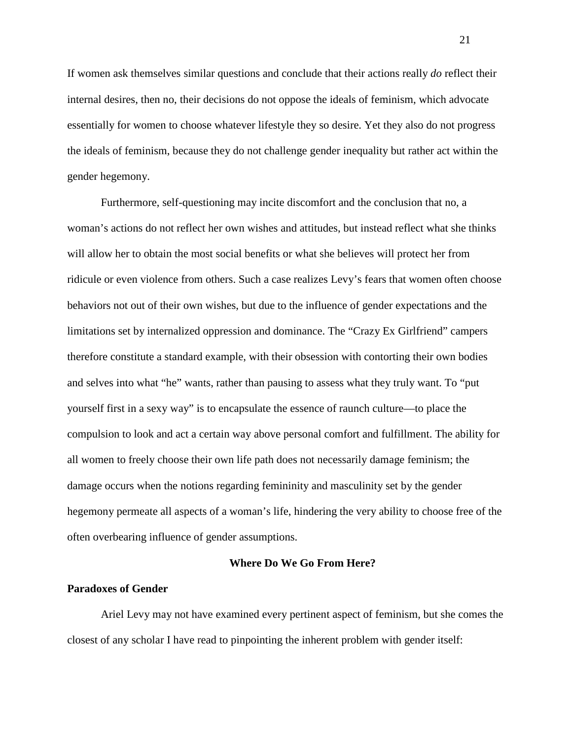If women ask themselves similar questions and conclude that their actions really *do* reflect their internal desires, then no, their decisions do not oppose the ideals of feminism, which advocate essentially for women to choose whatever lifestyle they so desire. Yet they also do not progress the ideals of feminism, because they do not challenge gender inequality but rather act within the gender hegemony.

Furthermore, self-questioning may incite discomfort and the conclusion that no, a woman's actions do not reflect her own wishes and attitudes, but instead reflect what she thinks will allow her to obtain the most social benefits or what she believes will protect her from ridicule or even violence from others. Such a case realizes Levy's fears that women often choose behaviors not out of their own wishes, but due to the influence of gender expectations and the limitations set by internalized oppression and dominance. The "Crazy Ex Girlfriend" campers therefore constitute a standard example, with their obsession with contorting their own bodies and selves into what "he" wants, rather than pausing to assess what they truly want. To "put yourself first in a sexy way" is to encapsulate the essence of raunch culture—to place the compulsion to look and act a certain way above personal comfort and fulfillment. The ability for all women to freely choose their own life path does not necessarily damage feminism; the damage occurs when the notions regarding femininity and masculinity set by the gender hegemony permeate all aspects of a woman's life, hindering the very ability to choose free of the often overbearing influence of gender assumptions.

## Where Do We Go From Here?

### Paradoxes of Gender

Ariel Levy may not have examined every pertinent aspect of feminism, but she comes the closest of any scholar I have read to pinpointing the inherent problem with gender itself: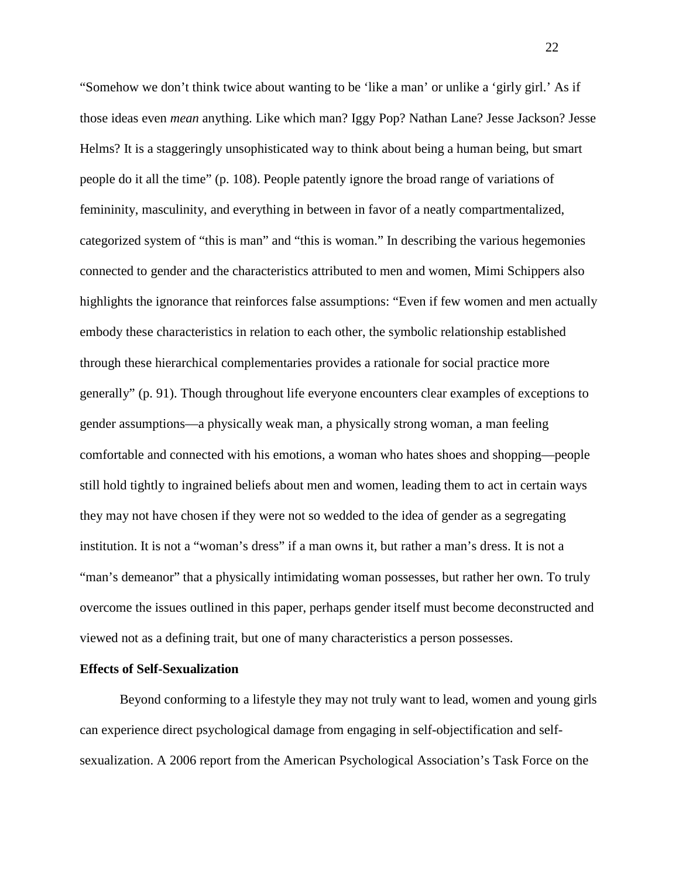"Somehow we don't think twice about wanting to be 'like a man' or unlike a 'girly girl.' As if those ideas even *mean* anything. Like which man? Iggy Pop? Nathan Lane? Jesse Jackson? Jesse Helms? It is a staggeringly unsophisticated way to think about being a human being, but smart people do it all the time" (p. 108). People patently ignore the broad range of variations of femininity, masculinity, and everything in between in favor of a neatly compartmentalized, categorized system of "this is man" and "this is woman." In describing the various hegemonies connected to gender and the characteristics attributed to men and women, Mimi Schippers also highlights the ignorance that reinforces false assumptions: "Even if few women and men actually embody these characteristics in relation to each other, the symbolic relationship established through these hierarchical complementaries provides a rationale for social practice more generally" (p. 91). Though throughout life everyone encounters clear examples of exceptions to gender assumptions—a physically weak man, a physically strong woman, a man feeling comfortable and connected with his emotions, a woman who hates shoes and shopping—people still hold tightly to ingrained beliefs about men and women, leading them to act in certain ways they may not have chosen if they were not so wedded to the idea of gender as a segregating institution. It is not a "woman's dress" if a man owns it, but rather a man's dress. It is not a "man's demeanor" that a physically intimidating woman possesses, but rather her own. To truly overcome the issues outlined in this paper, perhaps gender itself must become deconstructed and viewed not as a defining trait, but one of many characteristics a person possesses.

**Effects of Self-Sexualization**

Beyond conforming to a lifestyle they may not truly want to lead, women and young girls can experience direct psychological damage from engaging in self-objectification and self-sexualization. A 2006 report from the American Psychological Association's Task Force on the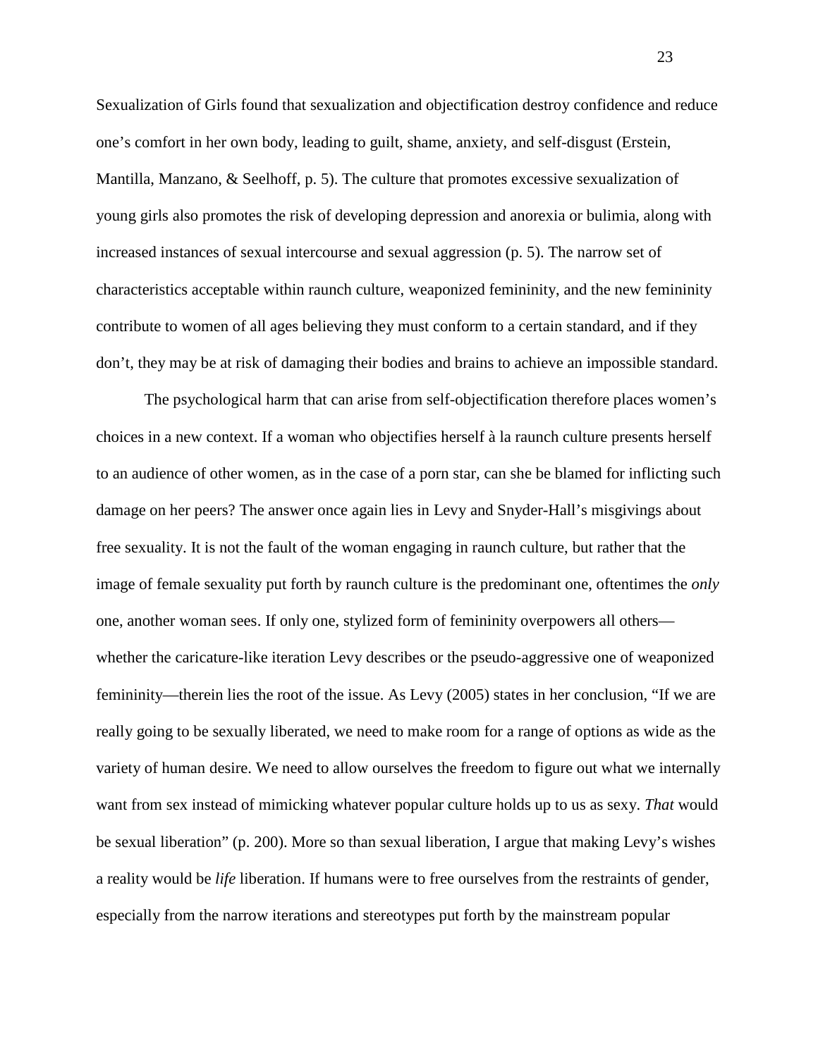Sexualization of Girls found that sexualization and objectification destroy confidence and reduce one's comfort in her own body, leading to guilt, shame, anxiety, and self-disgust (Erstein, Mantilla, Manzano, & Seelhoff, p. 5). The culture that promotes excessive sexualization of young girls also promotes the risk of developing depression and anorexia or bulimia, along with increased instances of sexual intercourse and sexual aggression (p. 5). The narrow set of characteristics acceptable within raunch culture, weaponized femininity, and the new femininity contribute to women of all ages believing they must conform to a certain standard, and if they don't, they may be at risk of damaging their bodies and brains to achieve an impossible standard.

The psychological harm that can arise from self-objectification therefore places women's choices in a new context. If a woman who objectifies herself à la raunch culture presents herself to an audience of other women, as in the case of a porn star, can she be blamed for inflicting such damage on her peers? The answer once again lies in Levy and Snyder-Hall's misgivings about free sexuality. It is not the fault of the woman engaging in raunch culture, but rather that the image of female sexuality put forth by raunch culture is the predominant one, oftentimes the *only* one, another woman sees. If only one, stylized form of femininity overpowers all others—whether the caricature-like iteration Levy describes or the pseudo-aggressive one of weaponized femininity—therein lies the root of the issue. As Levy (2005) states in her conclusion, "If we are really going to be sexually liberated, we need to make room for a range of options as wide as the variety of human desire. We need to allow ourselves the freedom to figure out what we internally want from sex instead of mimicking whatever popular culture holds up to us as sexy. *That* would be sexual liberation" (p. 200). More so than sexual liberation, I argue that making Levy's wishes a reality would be *life* liberation. If humans were to free ourselves from the restraints of gender, especially from the narrow iterations and stereotypes put forth by the mainstream popular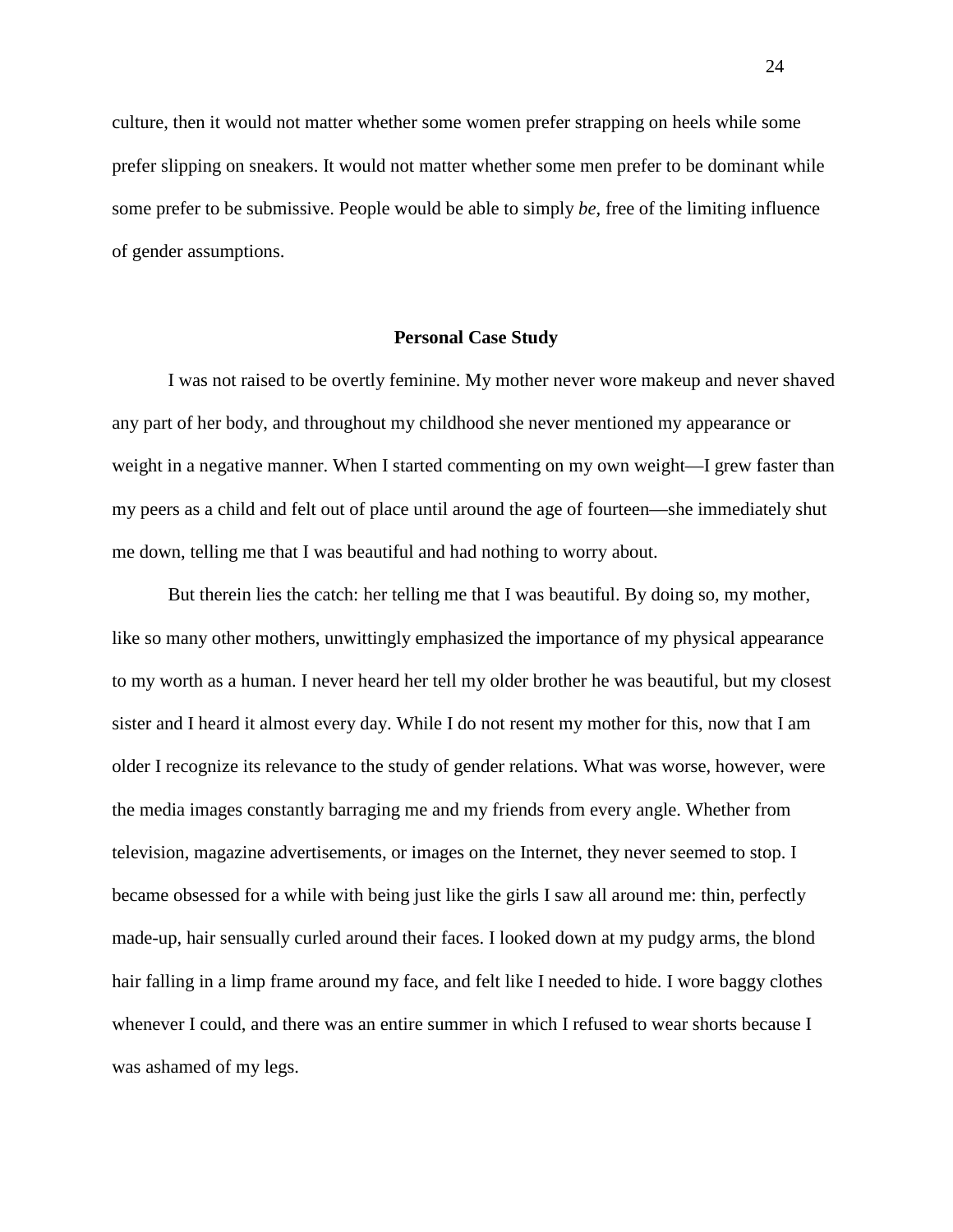culture, then it would not matter whether some women prefer strapping on heels while some prefer slipping on sneakers. It would not matter whether some men prefer to be dominant while some prefer to be submissive. People would be able to simply *be*, free of the limiting influence of gender assumptions.

## Personal Case Study

I was not raised to be overtly feminine. My mother never wore makeup and never shaved any part of her body, and throughout my childhood she never mentioned my appearance or weight in a negative manner. When I started commenting on my own weight—I grew faster than my peers as a child and felt out of place until around the age of fourteen—she immediately shut me down, telling me that I was beautiful and had nothing to worry about.

But therein lies the catch: her telling me that I was beautiful. By doing so, my mother, like so many other mothers, unwittingly emphasized the importance of my physical appearance to my worth as a human. I never heard her tell my older brother he was beautiful, but my closest sister and I heard it almost every day. While I do not resent my mother for this, now that I am older I recognize its relevance to the study of gender relations. What was worse, however, were the media images constantly barraging me and my friends from every angle. Whether from television, magazine advertisements, or images on the Internet, they never seemed to stop. I became obsessed for a while with being just like the girls I saw all around me: thin, perfectly made-up, hair sensually curled around their faces. I looked down at my pudgy arms, the blond hair falling in a limp frame around my face, and felt like I needed to hide. I wore baggy clothes whenever I could, and there was an entire summer in which I refused to wear shorts because I was ashamed of my legs.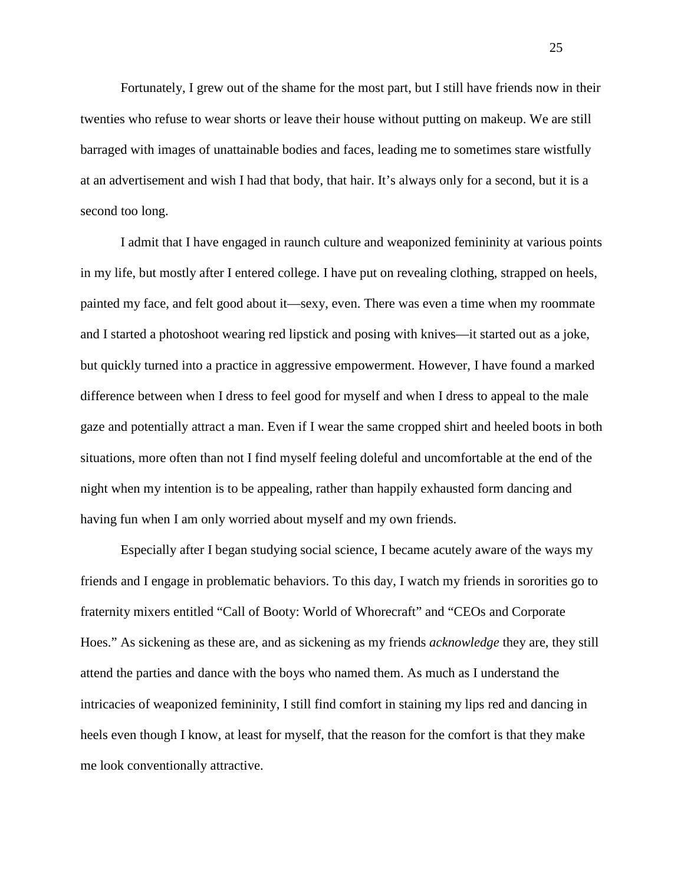Fortunately, I grew out of the shame for the most part, but I still have friends now in their twenties who refuse to wear shorts or leave their house without putting on makeup. We are still barraged with images of unattainable bodies and faces, leading me to sometimes stare wistfully at an advertisement and wish I had that body, that hair. It's always only for a second, but it is a second too long.

I admit that I have engaged in raunch culture and weaponized femininity at various points in my life, but mostly after I entered college. I have put on revealing clothing, strapped on heels, painted my face, and felt good about it—sexy, even. There was even a time when my roommate and I started a photoshoot wearing red lipstick and posing with knives—it started out as a joke, but quickly turned into a practice in aggressive empowerment. However, I have found a marked difference between when I dress to feel good for myself and when I dress to appeal to the male gaze and potentially attract a man. Even if I wear the same cropped shirt and heeled boots in both situations, more often than not I find myself feeling doleful and uncomfortable at the end of the night when my intention is to be appealing, rather than happily exhausted form dancing and having fun when I am only worried about myself and my own friends.

Especially after I began studying social science, I became acutely aware of the ways my friends and I engage in problematic behaviors. To this day, I watch my friends in sororities go to fraternity mixers entitled "Call of Booty: World of Whorecraft" and "CEOs and Corporate Hoes." As sickening as these are, and as sickening as my friends *acknowledge* they are, they still attend the parties and dance with the boys who named them. As much as I understand the intricacies of weaponized femininity, I still find comfort in staining my lips red and dancing in heels even though I know, at least for myself, that the reason for the comfort is that they make me look conventionally attractive.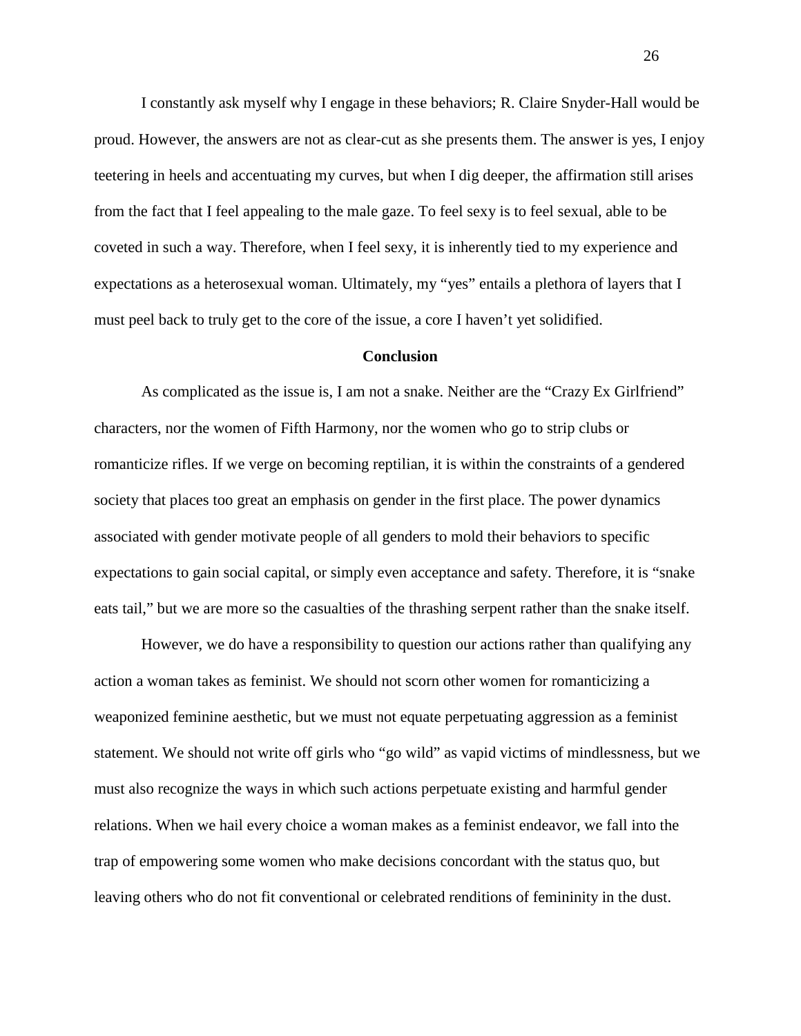I constantly ask myself why I engage in these behaviors; R. Claire Snyder-Hall would be proud. However, the answers are not as clear-cut as she presents them. The answer is yes, I enjoy teetering in heels and accentuating my curves, but when I dig deeper, the affirmation still arises from the fact that I feel appealing to the male gaze. To feel sexy is to feel sexual, able to be coveted in such a way. Therefore, when I feel sexy, it is inherently tied to my experience and expectations as a heterosexual woman. Ultimately, my "yes" entails a plethora of layers that I must peel back to truly get to the core of the issue, a core I haven't yet solidified.

## Conclusion

As complicated as the issue is, I am not a snake. Neither are the "Crazy Ex Girlfriend" characters, nor the women of Fifth Harmony, nor the women who go to strip clubs or romanticize rifles. If we verge on becoming reptilian, it is within the constraints of a gendered society that places too great an emphasis on gender in the first place. The power dynamics associated with gender motivate people of all genders to mold their behaviors to specific expectations to gain social capital, or simply even acceptance and safety. Therefore, it is "snake eats tail," but we are more so the casualties of the thrashing serpent rather than the snake itself.

However, we do have a responsibility to question our actions rather than qualifying any action a woman takes as feminist. We should not scorn other women for romanticizing a weaponized feminine aesthetic, but we must not equate perpetuating aggression as a feminist statement. We should not write off girls who "go wild" as vapid victims of mindlessness, but we must also recognize the ways in which such actions perpetuate existing and harmful gender relations. When we hail every choice a woman makes as a feminist endeavor, we fall into the trap of empowering some women who make decisions concordant with the status quo, but leaving others who do not fit conventional or celebrated renditions of femininity in the dust.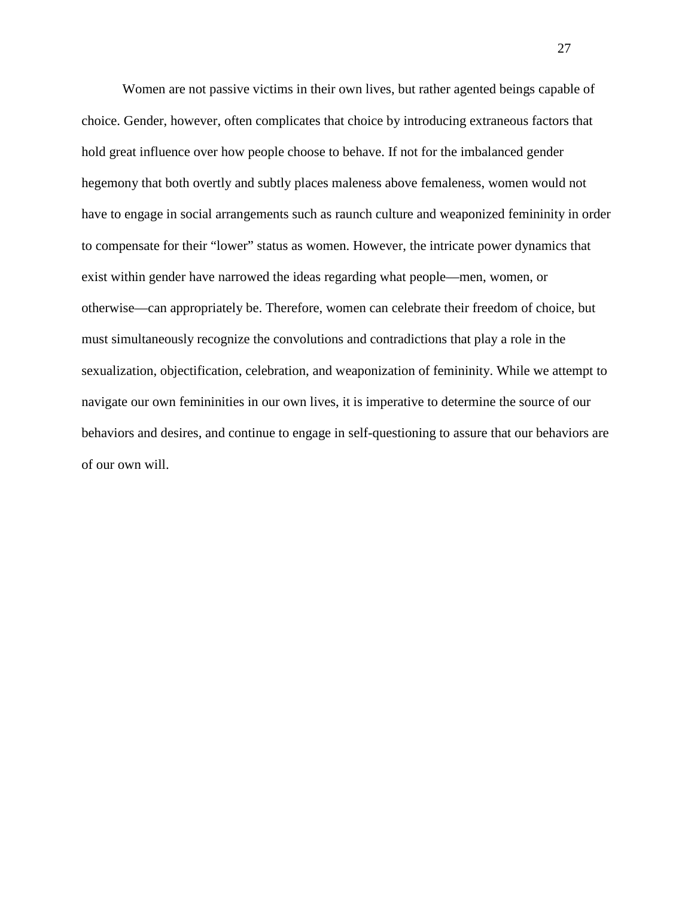Women are not passive victims in their own lives, but rather agented beings capable of choice. Gender, however, often complicates that choice by introducing extraneous factors that hold great influence over how people choose to behave. If not for the imbalanced gender hegemony that both overtly and subtly places maleness above femaleness, women would not have to engage in social arrangements such as raunch culture and weaponized femininity in order to compensate for their "lower" status as women. However, the intricate power dynamics that exist within gender have narrowed the ideas regarding what people—men, women, or otherwise—can appropriately be. Therefore, women can celebrate their freedom of choice, but must simultaneously recognize the convolutions and contradictions that play a role in the sexualization, objectification, celebration, and weaponization of femininity. While we attempt to navigate our own femininities in our own lives, it is imperative to determine the source of our behaviors and desires, and continue to engage in self-questioning to assure that our behaviors are of our own will.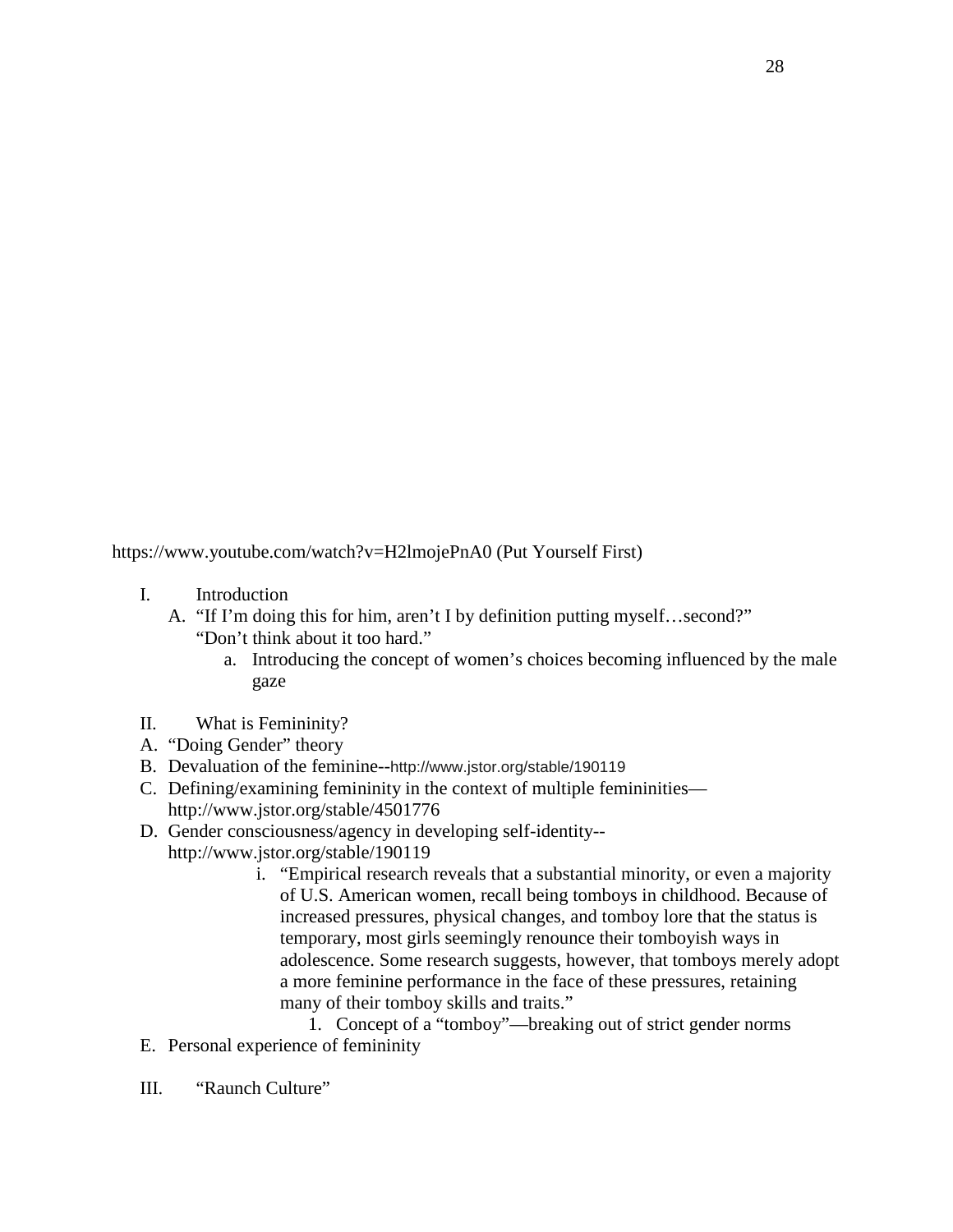https://www.youtube.com/watch?v=H2lmojePnA0 (Put Yourself First)

I. Introduction
   A. "If I'm doing this for him, aren't I by definition putting myself…second?" "Don't think about it too hard."
      a. Introducing the concept of women's choices becoming influenced by the male gaze

II. What is Femininity?
A. "Doing Gender" theory
B. Devaluation of the feminine--http://www.jstor.org/stable/190119
C. Defining/examining femininity in the context of multiple femininities—http://www.jstor.org/stable/4501776
D. Gender consciousness/agency in developing self-identity--http://www.jstor.org/stable/190119
   i. "Empirical research reveals that a substantial minority, or even a majority of U.S. American women, recall being tomboys in childhood. Because of increased pressures, physical changes, and tomboy lore that the status is temporary, most girls seemingly renounce their tomboyish ways in adolescence. Some research suggests, however, that tomboys merely adopt a more feminine performance in the face of these pressures, retaining many of their tomboy skills and traits."
      1. Concept of a "tomboy"—breaking out of strict gender norms
E. Personal experience of femininity

III. "Raunch Culture"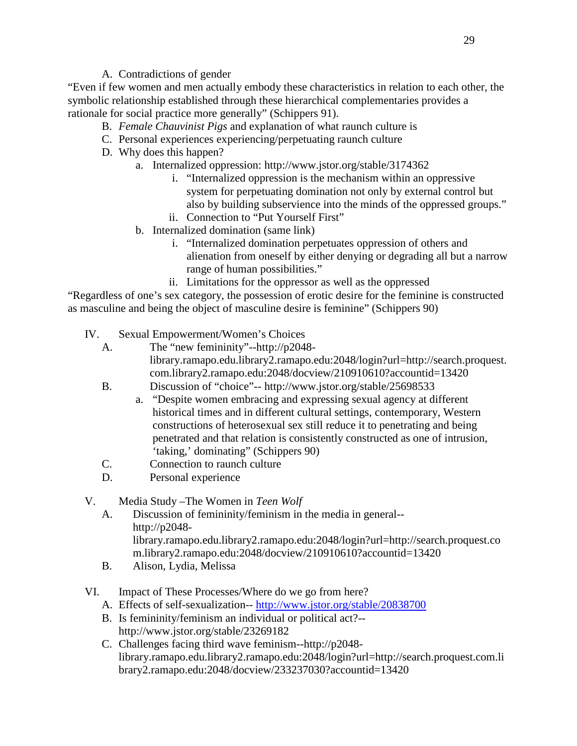A. Contradictions of gender

"Even if few women and men actually embody these characteristics in relation to each other, the symbolic relationship established through these hierarchical complementaries provides a rationale for social practice more generally" (Schippers 91).

B. *Female Chauvinist Pigs* and explanation of what raunch culture is

C. Personal experiences experiencing/perpetuating raunch culture

D. Why does this happen?

   a. Internalized oppression: http://www.jstor.org/stable/3174362
      i. "Internalized oppression is the mechanism within an oppressive system for perpetuating domination not only by external control but also by building subservience into the minds of the oppressed groups."
      ii. Connection to "Put Yourself First"

   b. Internalized domination (same link)
      i. "Internalized domination perpetuates oppression of others and alienation from oneself by either denying or degrading all but a narrow range of human possibilities."
      ii. Limitations for the oppressor as well as the oppressed

"Regardless of one's sex category, the possession of erotic desire for the feminine is constructed as masculine and being the object of masculine desire is feminine" (Schippers 90)

IV. Sexual Empowerment/Women's Choices

   A. The "new femininity"--http://p2048-library.ramapo.edu.library2.ramapo.edu:2048/login?url=http://search.proquest.com.library2.ramapo.edu:2048/docview/210910610?accountid=13420

   B. Discussion of "choice"-- http://www.jstor.org/stable/25698533
      a. "Despite women embracing and expressing sexual agency at different historical times and in different cultural settings, contemporary, Western constructions of heterosexual sex still reduce it to penetrating and being penetrated and that relation is consistently constructed as one of intrusion, 'taking,' dominating" (Schippers 90)

   C. Connection to raunch culture

   D. Personal experience

V. Media Study –The Women in *Teen Wolf*

   A. Discussion of femininity/feminism in the media in general--http://p2048-library.ramapo.edu.library2.ramapo.edu:2048/login?url=http://search.proquest.com.library2.ramapo.edu:2048/docview/210910610?accountid=13420

   B. Alison, Lydia, Melissa

VI. Impact of These Processes/Where do we go from here?

   A. Effects of self-sexualization-- http://www.jstor.org/stable/20838700

   B. Is femininity/feminism an individual or political act?--http://www.jstor.org/stable/23269182

   C. Challenges facing third wave feminism--http://p2048-library.ramapo.edu.library2.ramapo.edu:2048/login?url=http://search.proquest.com.library2.ramapo.edu:2048/docview/233237030?accountid=13420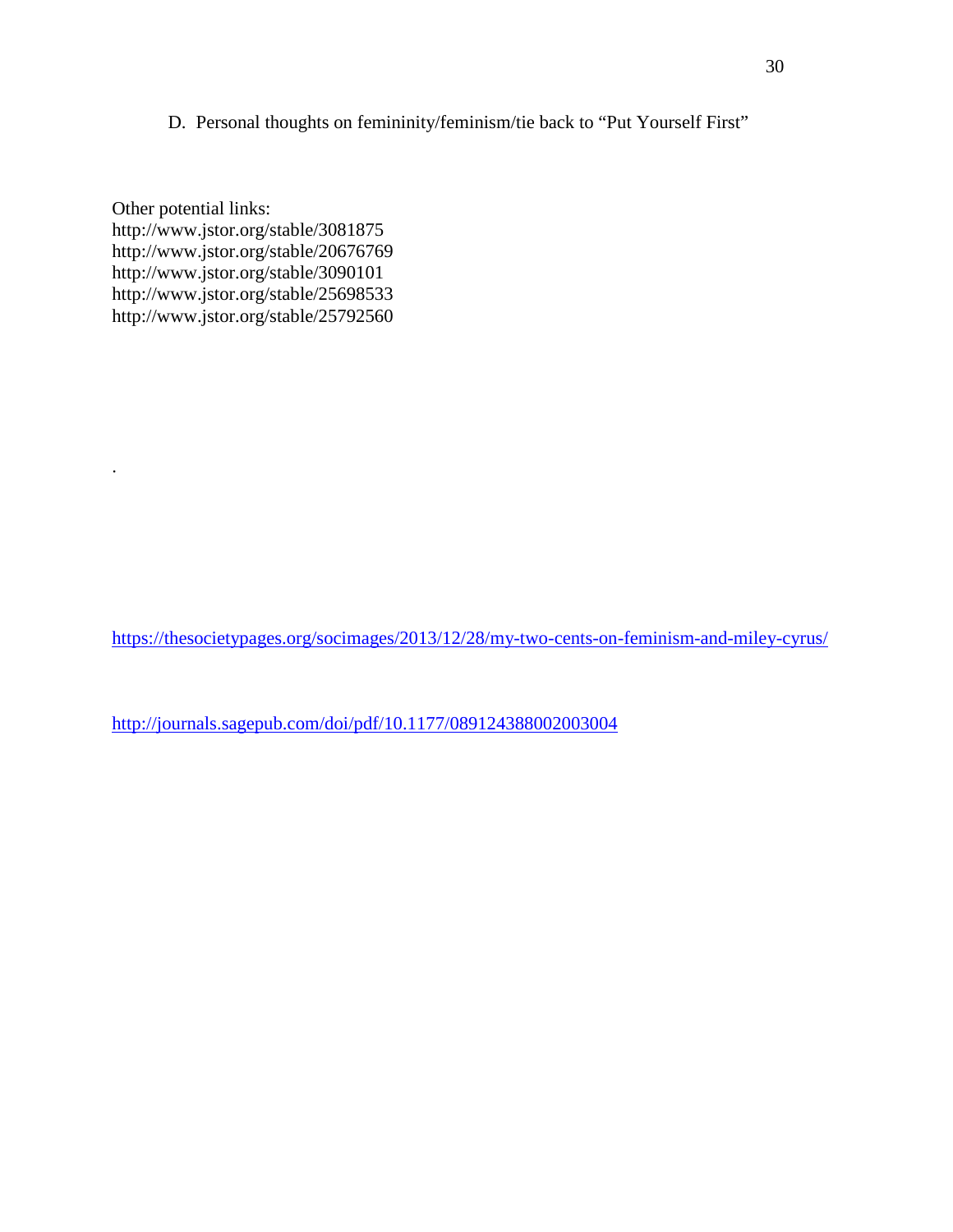D. Personal thoughts on femininity/feminism/tie back to "Put Yourself First"

Other potential links:
http://www.jstor.org/stable/3081875
http://www.jstor.org/stable/20676769
http://www.jstor.org/stable/3090101
http://www.jstor.org/stable/25698533
http://www.jstor.org/stable/25792560

.

https://thesocietypages.org/socimages/2013/12/28/my-two-cents-on-feminism-and-miley-cyrus/

http://journals.sagepub.com/doi/pdf/10.1177/089124388002003004